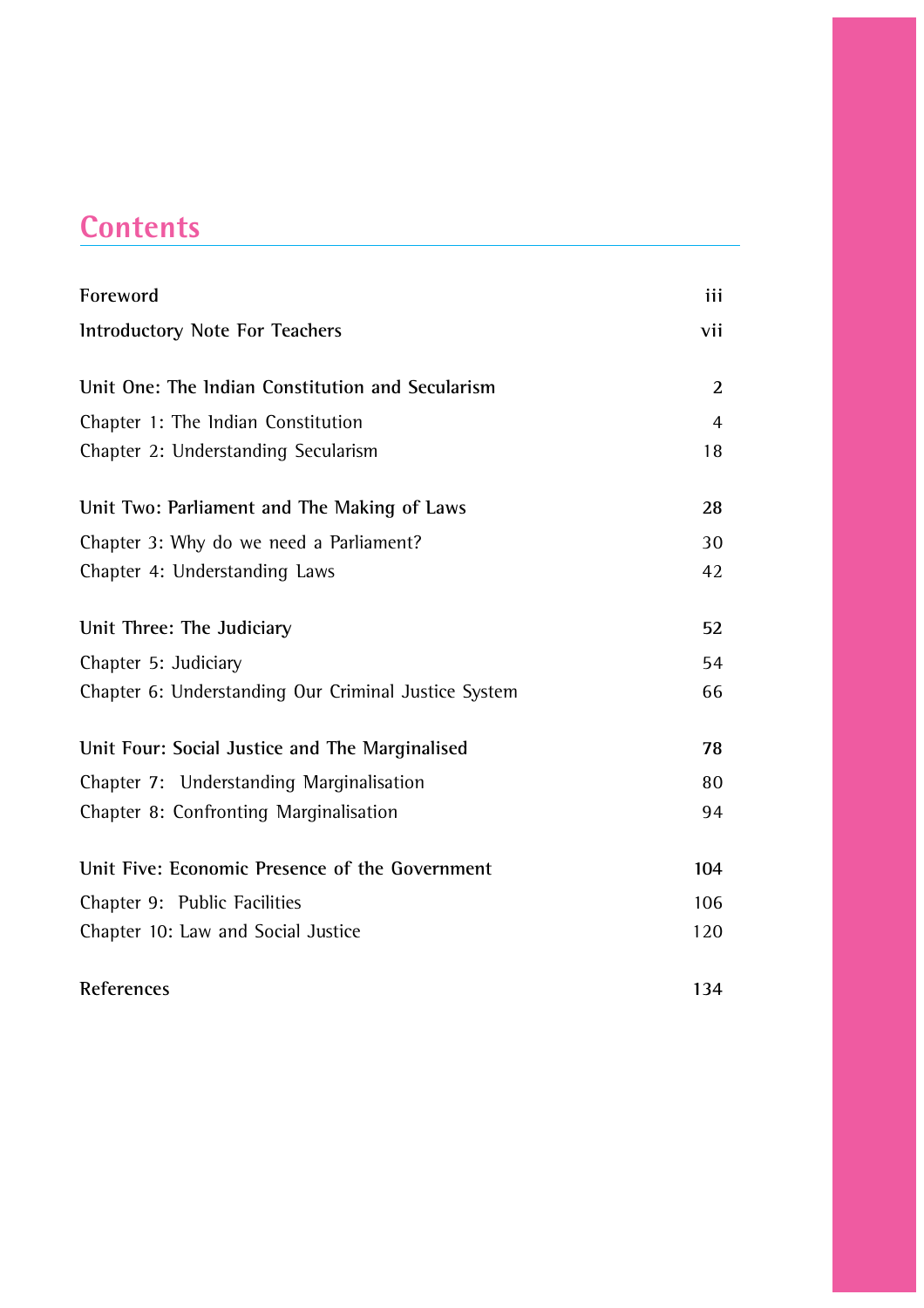# Contents

| | |
|---|---|
| **Foreword** | **iii** |
| **Introductory Note For Teachers** | **vii** |
| **Unit One: The Indian Constitution and Secularism** | **2** |
| Chapter 1: The Indian Constitution | 4 |
| Chapter 2: Understanding Secularism | 18 |
| **Unit Two: Parliament and The Making of Laws** | **28** |
| Chapter 3: Why do we need a Parliament? | 30 |
| Chapter 4: Understanding Laws | 42 |
| **Unit Three: The Judiciary** | **52** |
| Chapter 5: Judiciary | 54 |
| Chapter 6: Understanding Our Criminal Justice System | 66 |
| **Unit Four: Social Justice and The Marginalised** | **78** |
| Chapter 7: Understanding Marginalisation | 80 |
| Chapter 8: Confronting Marginalisation | 94 |
| **Unit Five: Economic Presence of the Government** | **104** |
| Chapter 9: Public Facilities | 106 |
| Chapter 10: Law and Social Justice | 120 |
| **References** | **134** |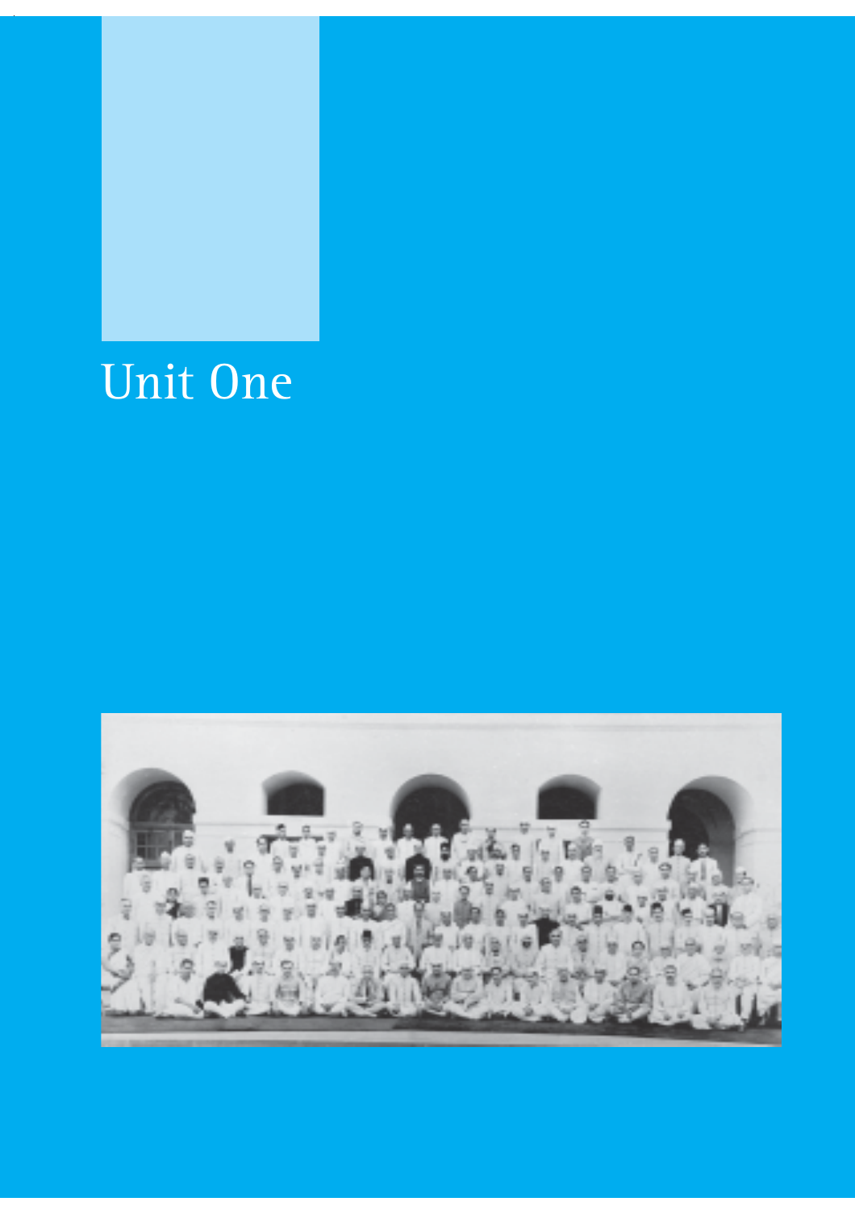# Unit One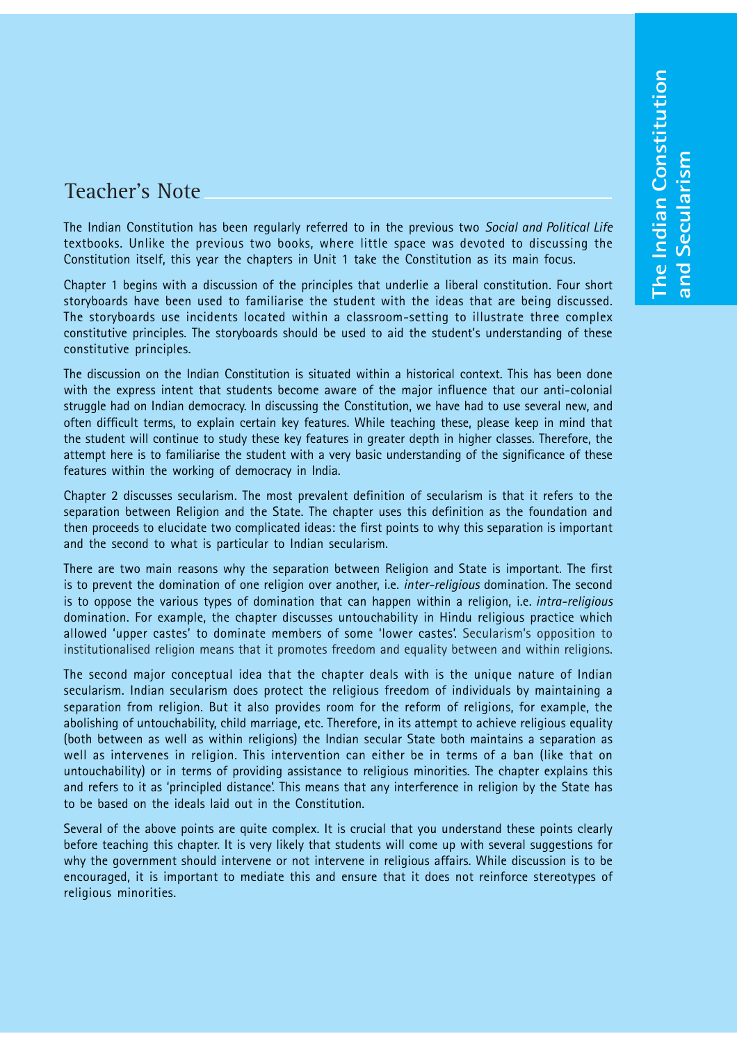## Teacher's Note

The Indian Constitution has been regularly referred to in the previous two *Social and Political Life* textbooks. Unlike the previous two books, where little space was devoted to discussing the Constitution itself, this year the chapters in Unit 1 take the Constitution as its main focus.

Chapter 1 begins with a discussion of the principles that underlie a liberal constitution. Four short storyboards have been used to familiarise the student with the ideas that are being discussed. The storyboards use incidents located within a classroom-setting to illustrate three complex constitutive principles. The storyboards should be used to aid the student's understanding of these constitutive principles.

The discussion on the Indian Constitution is situated within a historical context. This has been done with the express intent that students become aware of the major influence that our anti-colonial struggle had on Indian democracy. In discussing the Constitution, we have had to use several new, and often difficult terms, to explain certain key features. While teaching these, please keep in mind that the student will continue to study these key features in greater depth in higher classes. Therefore, the attempt here is to familiarise the student with a very basic understanding of the significance of these features within the working of democracy in India.

Chapter 2 discusses secularism. The most prevalent definition of secularism is that it refers to the separation between Religion and the State. The chapter uses this definition as the foundation and then proceeds to elucidate two complicated ideas: the first points to why this separation is important and the second to what is particular to Indian secularism.

There are two main reasons why the separation between Religion and State is important. The first is to prevent the domination of one religion over another, i.e. *inter-religious* domination. The second is to oppose the various types of domination that can happen within a religion, i.e. *intra-religious* domination. For example, the chapter discusses untouchability in Hindu religious practice which allowed 'upper castes' to dominate members of some 'lower castes'. Secularism's opposition to institutionalised religion means that it promotes freedom and equality between and within religions.

The second major conceptual idea that the chapter deals with is the unique nature of Indian secularism. Indian secularism does protect the religious freedom of individuals by maintaining a separation from religion. But it also provides room for the reform of religions, for example, the abolishing of untouchability, child marriage, etc. Therefore, in its attempt to achieve religious equality (both between as well as within religions) the Indian secular State both maintains a separation as well as intervenes in religion. This intervention can either be in terms of a ban (like that on untouchability) or in terms of providing assistance to religious minorities. The chapter explains this and refers to it as 'principled distance'. This means that any interference in religion by the State has to be based on the ideals laid out in the Constitution.

Several of the above points are quite complex. It is crucial that you understand these points clearly before teaching this chapter. It is very likely that students will come up with several suggestions for why the government should intervene or not intervene in religious affairs. While discussion is to be encouraged, it is important to mediate this and ensure that it does not reinforce stereotypes of religious minorities.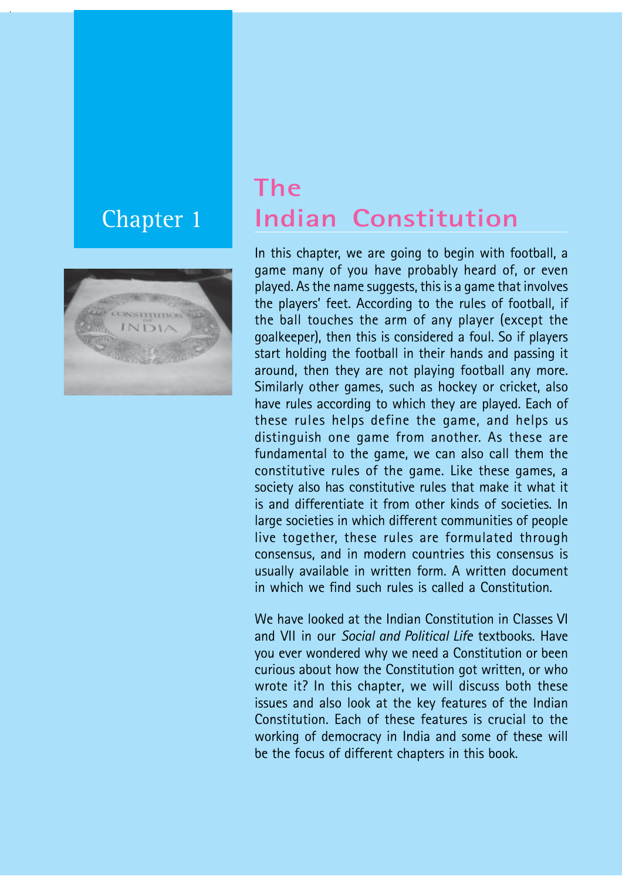Chapter 1

# The Indian Constitution

In this chapter, we are going to begin with football, a game many of you have probably heard of, or even played. As the name suggests, this is a game that involves the players' feet. According to the rules of football, if the ball touches the arm of any player (except the goalkeeper), then this is considered a foul. So if players start holding the football in their hands and passing it around, then they are not playing football any more. Similarly other games, such as hockey or cricket, also have rules according to which they are played. Each of these rules helps define the game, and helps us distinguish one game from another. As these are fundamental to the game, we can also call them the constitutive rules of the game. Like these games, a society also has constitutive rules that make it what it is and differentiate it from other kinds of societies. In large societies in which different communities of people live together, these rules are formulated through consensus, and in modern countries this consensus is usually available in written form. A written document in which we find such rules is called a Constitution.

We have looked at the Indian Constitution in Classes VI and VII in our *Social and Political Life* textbooks. Have you ever wondered why we need a Constitution or been curious about how the Constitution got written, or who wrote it? In this chapter, we will discuss both these issues and also look at the key features of the Indian Constitution. Each of these features is crucial to the working of democracy in India and some of these will be the focus of different chapters in this book.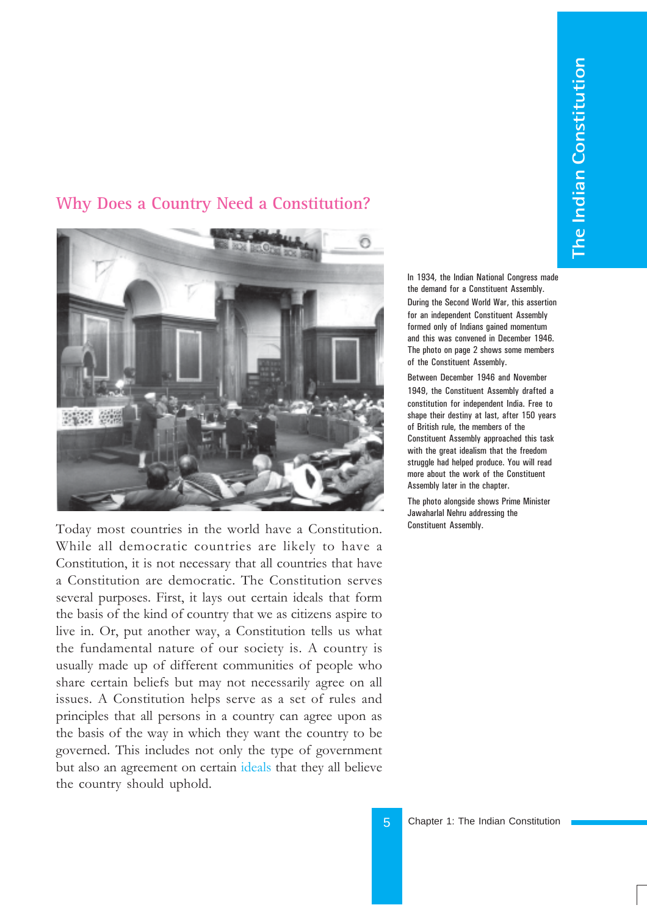## Why Does a Country Need a Constitution?

Today most countries in the world have a Constitution. While all democratic countries are likely to have a Constitution, it is not necessary that all countries that have a Constitution are democratic. The Constitution serves several purposes. First, it lays out certain ideals that form the basis of the kind of country that we as citizens aspire to live in. Or, put another way, a Constitution tells us what the fundamental nature of our society is. A country is usually made up of different communities of people who share certain beliefs but may not necessarily agree on all issues. A Constitution helps serve as a set of rules and principles that all persons in a country can agree upon as the basis of the way in which they want the country to be governed. This includes not only the type of government but also an agreement on certain ideals that they all believe the country should uphold.

In 1934, the Indian National Congress made the demand for a Constituent Assembly. During the Second World War, this assertion for an independent Constituent Assembly formed only of Indians gained momentum and this was convened in December 1946. The photo on page 2 shows some members of the Constituent Assembly.

Between December 1946 and November 1949, the Constituent Assembly drafted a constitution for independent India. Free to shape their destiny at last, after 150 years of British rule, the members of the Constituent Assembly approached this task with the great idealism that the freedom struggle had helped produce. You will read more about the work of the Constituent Assembly later in the chapter.

The photo alongside shows Prime Minister Jawaharlal Nehru addressing the Constituent Assembly.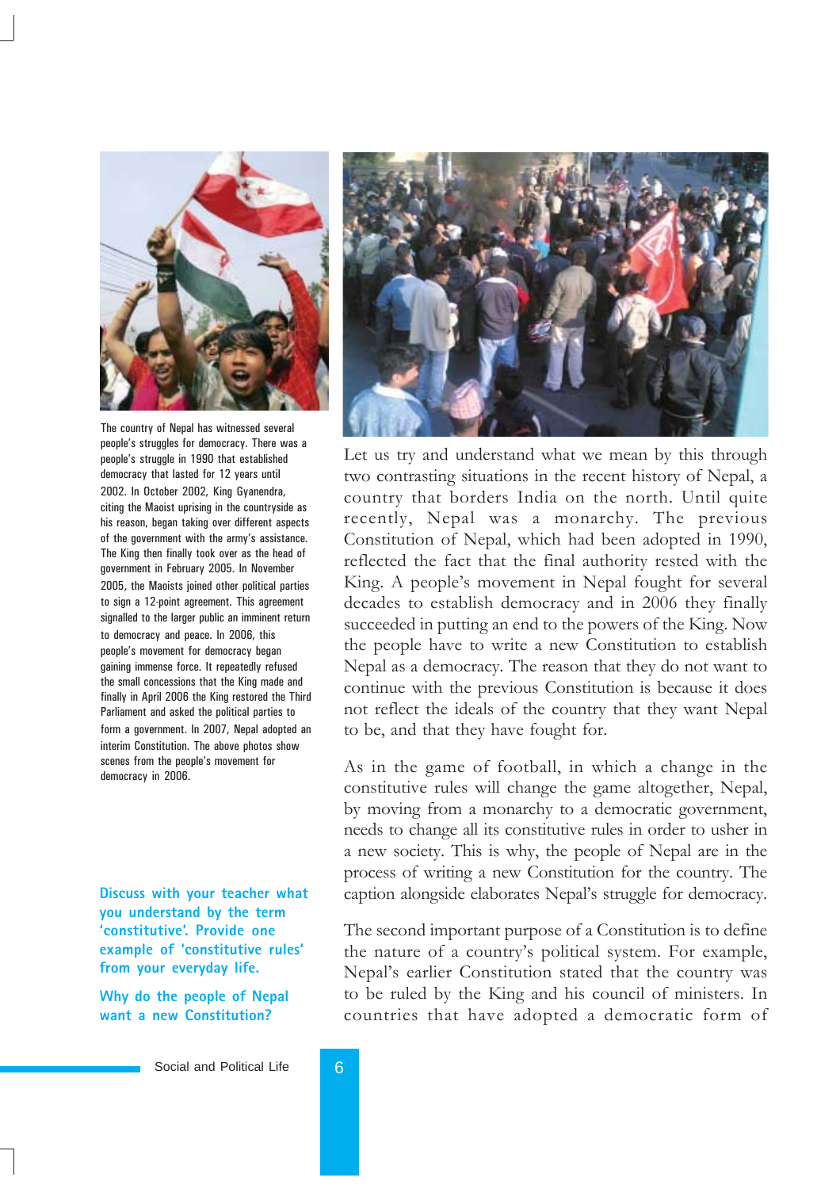The country of Nepal has witnessed several people's struggles for democracy. There was a people's struggle in 1990 that established democracy that lasted for 12 years until 2002. In October 2002, King Gyanendra, citing the Maoist uprising in the countryside as his reason, began taking over different aspects of the government with the army's assistance. The King then finally took over as the head of government in February 2005. In November 2005, the Maoists joined other political parties to sign a 12-point agreement. This agreement signalled to the larger public an imminent return to democracy and peace. In 2006, this people's movement for democracy began gaining immense force. It repeatedly refused the small concessions that the King made and finally in April 2006 the King restored the Third Parliament and asked the political parties to form a government. In 2007, Nepal adopted an interim Constitution. The above photos show scenes from the people's movement for democracy in 2006.

Let us try and understand what we mean by this through two contrasting situations in the recent history of Nepal, a country that borders India on the north. Until quite recently, Nepal was a monarchy. The previous Constitution of Nepal, which had been adopted in 1990, reflected the fact that the final authority rested with the King. A people's movement in Nepal fought for several decades to establish democracy and in 2006 they finally succeeded in putting an end to the powers of the King. Now the people have to write a new Constitution to establish Nepal as a democracy. The reason that they do not want to continue with the previous Constitution is because it does not reflect the ideals of the country that they want Nepal to be, and that they have fought for.

As in the game of football, in which a change in the constitutive rules will change the game altogether, Nepal, by moving from a monarchy to a democratic government, needs to change all its constitutive rules in order to usher in a new society. This is why, the people of Nepal are in the process of writing a new Constitution for the country. The caption alongside elaborates Nepal's struggle for democracy.

The second important purpose of a Constitution is to define the nature of a country's political system. For example, Nepal's earlier Constitution stated that the country was to be ruled by the King and his council of ministers. In countries that have adopted a democratic form of

**Discuss with your teacher what you understand by the term 'constitutive'. Provide one example of 'constitutive rules' from your everyday life.**

**Why do the people of Nepal want a new Constitution?**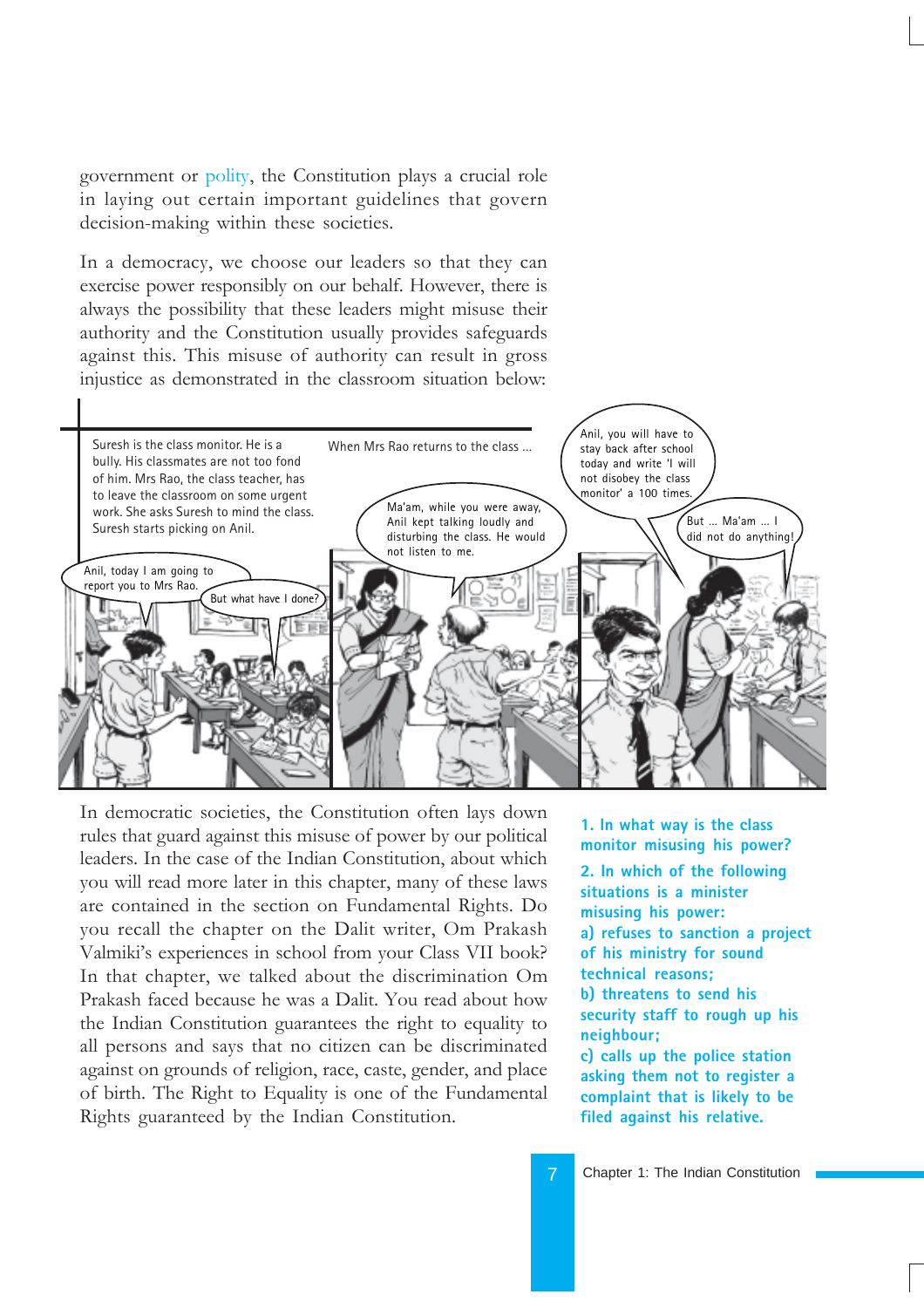government or polity, the Constitution plays a crucial role in laying out certain important guidelines that govern decision-making within these societies.

In a democracy, we choose our leaders so that they can exercise power responsibly on our behalf. However, there is always the possibility that these leaders might misuse their authority and the Constitution usually provides safeguards against this. This misuse of authority can result in gross injustice as demonstrated in the classroom situation below:

Suresh is the class monitor. He is a bully. His classmates are not too fond of him. Mrs Rao, the class teacher, has to leave the classroom on some urgent work. She asks Suresh to mind the class. Suresh starts picking on Anil.

Anil, today I am going to report you to Mrs Rao.

But what have I done?

When Mrs Rao returns to the class ...

Ma'am, while you were away, Anil kept talking loudly and disturbing the class. He would not listen to me.

Anil, you will have to stay back after school today and write 'I will not disobey the class monitor' a 100 times.

But ... Ma'am ... I did not do anything!

In democratic societies, the Constitution often lays down rules that guard against this misuse of power by our political leaders. In the case of the Indian Constitution, about which you will read more later in this chapter, many of these laws are contained in the section on Fundamental Rights. Do you recall the chapter on the Dalit writer, Om Prakash Valmiki's experiences in school from your Class VII book? In that chapter, we talked about the discrimination Om Prakash faced because he was a Dalit. You read about how the Indian Constitution guarantees the right to equality to all persons and says that no citizen can be discriminated against on grounds of religion, race, caste, gender, and place of birth. The Right to Equality is one of the Fundamental Rights guaranteed by the Indian Constitution.

**1. In what way is the class monitor misusing his power?**

**2. In which of the following situations is a minister misusing his power:**

**a) refuses to sanction a project of his ministry for sound technical reasons;**

**b) threatens to send his security staff to rough up his neighbour;**

**c) calls up the police station asking them not to register a complaint that is likely to be filed against his relative.**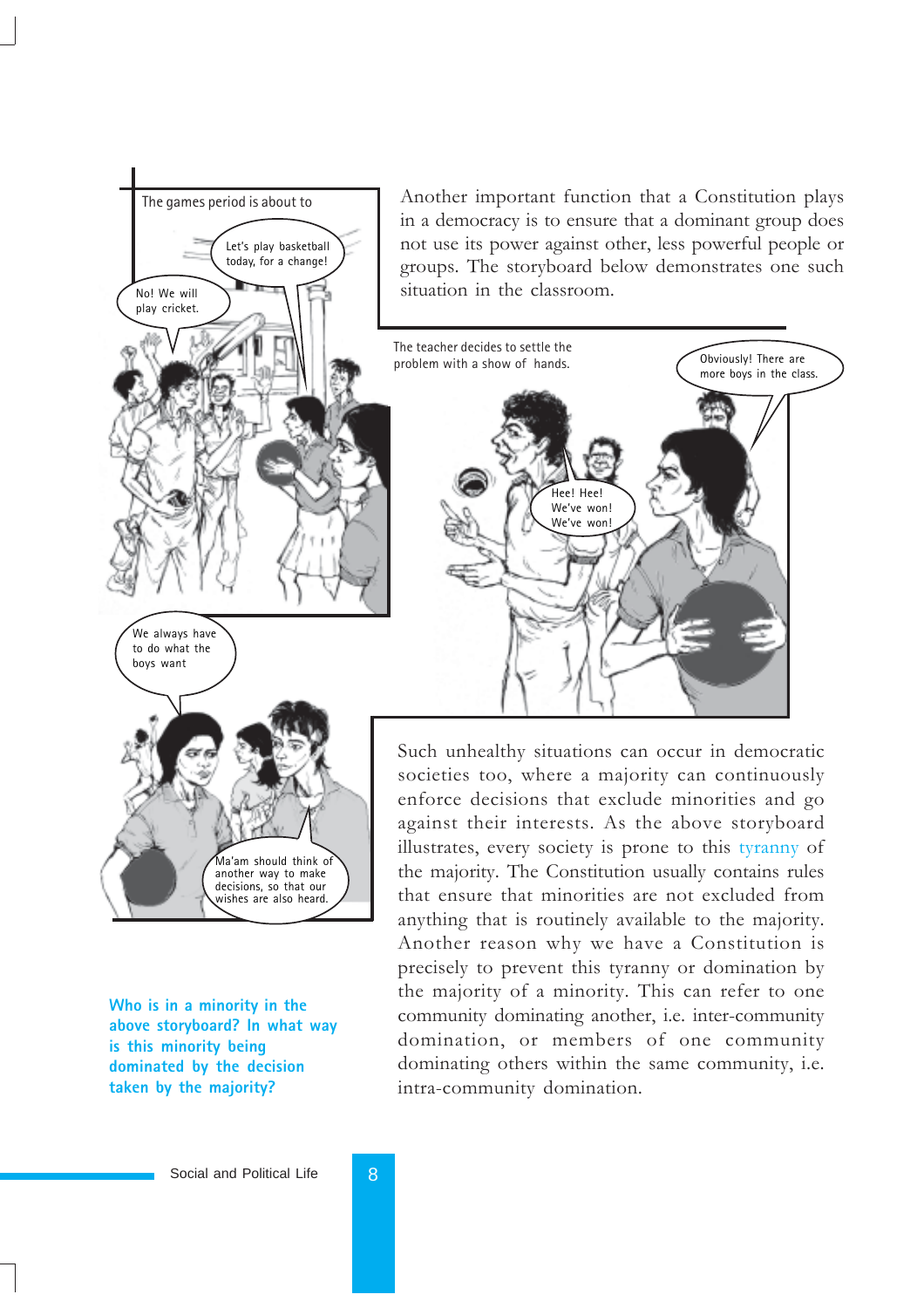The games period is about to

Let's play basketball today, for a change!

No! We will play cricket.

Another important function that a Constitution plays in a democracy is to ensure that a dominant group does not use its power against other, less powerful people or groups. The storyboard below demonstrates one such situation in the classroom.

The teacher decides to settle the problem with a show of hands.

Obviously! There are more boys in the class.

Hee! Hee! We've won! We've won!

We always have to do what the boys want

Ma'am should think of another way to make decisions, so that our wishes are also heard.

Such unhealthy situations can occur in democratic societies too, where a majority can continuously enforce decisions that exclude minorities and go against their interests. As the above storyboard illustrates, every society is prone to this tyranny of the majority. The Constitution usually contains rules that ensure that minorities are not excluded from anything that is routinely available to the majority. Another reason why we have a Constitution is precisely to prevent this tyranny or domination by the majority of a minority. This can refer to one community dominating another, i.e. inter-community domination, or members of one community dominating others within the same community, i.e. intra-community domination.

**Who is in a minority in the above storyboard? In what way is this minority being dominated by the decision taken by the majority?**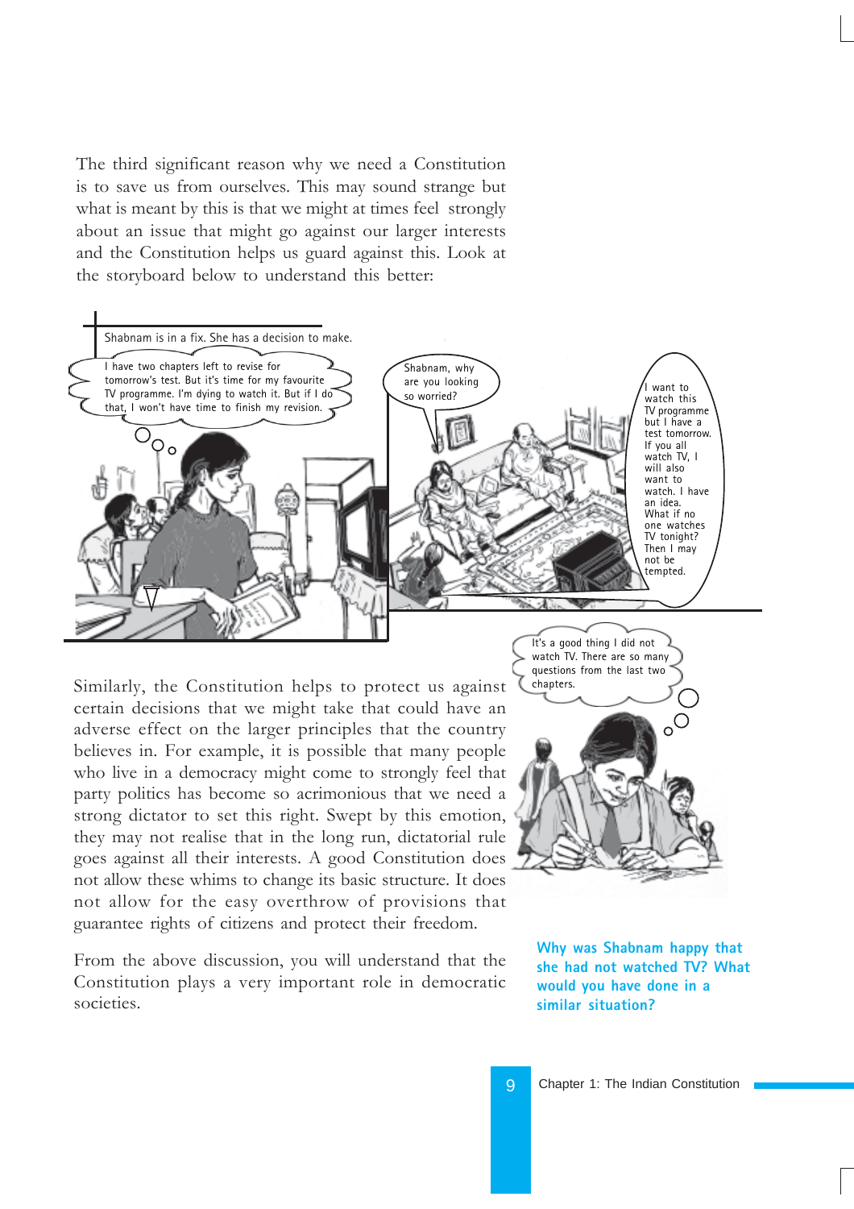The third significant reason why we need a Constitution is to save us from ourselves. This may sound strange but what is meant by this is that we might at times feel strongly about an issue that might go against our larger interests and the Constitution helps us guard against this. Look at the storyboard below to understand this better:

Shabnam is in a fix. She has a decision to make.

I have two chapters left to revise for tomorrow's test. But it's time for my favourite TV programme. I'm dying to watch it. But if I do that, I won't have time to finish my revision.

Shabnam, why are you looking so worried?

I want to watch this TV programme but I have a test tomorrow. If you all watch TV, I will also want to watch. I have an idea. What if no one watches TV tonight? Then I may not be tempted.

It's a good thing I did not watch TV. There are so many questions from the last two chapters.

Similarly, the Constitution helps to protect us against certain decisions that we might take that could have an adverse effect on the larger principles that the country believes in. For example, it is possible that many people who live in a democracy might come to strongly feel that party politics has become so acrimonious that we need a strong dictator to set this right. Swept by this emotion, they may not realise that in the long run, dictatorial rule goes against all their interests. A good Constitution does not allow these whims to change its basic structure. It does not allow for the easy overthrow of provisions that guarantee rights of citizens and protect their freedom.

From the above discussion, you will understand that the Constitution plays a very important role in democratic societies.

**Why was Shabnam happy that she had not watched TV? What would you have done in a similar situation?**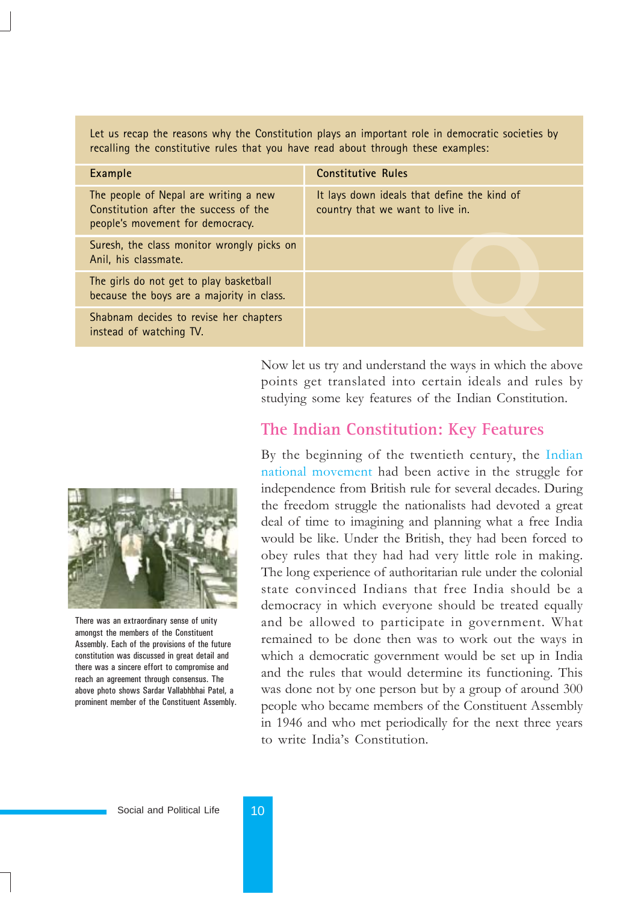Let us recap the reasons why the Constitution plays an important role in democratic societies by recalling the constitutive rules that you have read about through these examples:

| Example | Constitutive Rules |
|---|---|
| The people of Nepal are writing a new Constitution after the success of the people's movement for democracy. | It lays down ideals that define the kind of country that we want to live in. |
| Suresh, the class monitor wrongly picks on Anil, his classmate. | |
| The girls do not get to play basketball because the boys are a majority in class. | |
| Shabnam decides to revise her chapters instead of watching TV. | |

Now let us try and understand the ways in which the above points get translated into certain ideals and rules by studying some key features of the Indian Constitution.

## The Indian Constitution: Key Features

By the beginning of the twentieth century, the Indian national movement had been active in the struggle for independence from British rule for several decades. During the freedom struggle the nationalists had devoted a great deal of time to imagining and planning what a free India would be like. Under the British, they had been forced to obey rules that they had had very little role in making. The long experience of authoritarian rule under the colonial state convinced Indians that free India should be a democracy in which everyone should be treated equally and be allowed to participate in government. What remained to be done then was to work out the ways in which a democratic government would be set up in India and the rules that would determine its functioning. This was done not by one person but by a group of around 300 people who became members of the Constituent Assembly in 1946 and who met periodically for the next three years to write India's Constitution.

There was an extraordinary sense of unity amongst the members of the Constituent Assembly. Each of the provisions of the future constitution was discussed in great detail and there was a sincere effort to compromise and reach an agreement through consensus. The above photo shows Sardar Vallabhbhai Patel, a prominent member of the Constituent Assembly.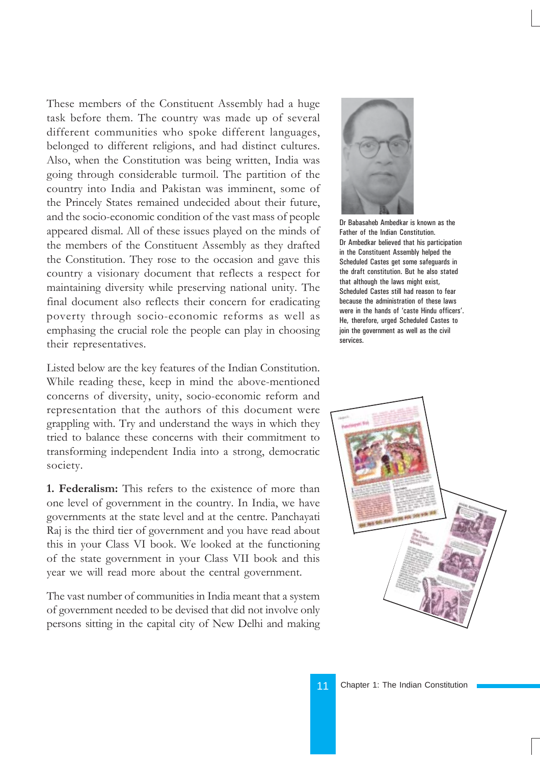These members of the Constituent Assembly had a huge task before them. The country was made up of several different communities who spoke different languages, belonged to different religions, and had distinct cultures. Also, when the Constitution was being written, India was going through considerable turmoil. The partition of the country into India and Pakistan was imminent, some of the Princely States remained undecided about their future, and the socio-economic condition of the vast mass of people appeared dismal. All of these issues played on the minds of the members of the Constituent Assembly as they drafted the Constitution. They rose to the occasion and gave this country a visionary document that reflects a respect for maintaining diversity while preserving national unity. The final document also reflects their concern for eradicating poverty through socio-economic reforms as well as emphasing the crucial role the people can play in choosing their representatives.

Dr Babasaheb Ambedkar is known as the Father of the Indian Constitution. Dr Ambedkar believed that his participation in the Constituent Assembly helped the Scheduled Castes get some safeguards in the draft constitution. But he also stated that although the laws might exist, Scheduled Castes still had reason to fear because the administration of these laws were in the hands of 'caste Hindu officers'. He, therefore, urged Scheduled Castes to join the government as well as the civil services.

Listed below are the key features of the Indian Constitution. While reading these, keep in mind the above-mentioned concerns of diversity, unity, socio-economic reform and representation that the authors of this document were grappling with. Try and understand the ways in which they tried to balance these concerns with their commitment to transforming independent India into a strong, democratic society.

**1. Federalism:** This refers to the existence of more than one level of government in the country. In India, we have governments at the state level and at the centre. Panchayati Raj is the third tier of government and you have read about this in your Class VI book. We looked at the functioning of the state government in your Class VII book and this year we will read more about the central government.

The vast number of communities in India meant that a system of government needed to be devised that did not involve only persons sitting in the capital city of New Delhi and making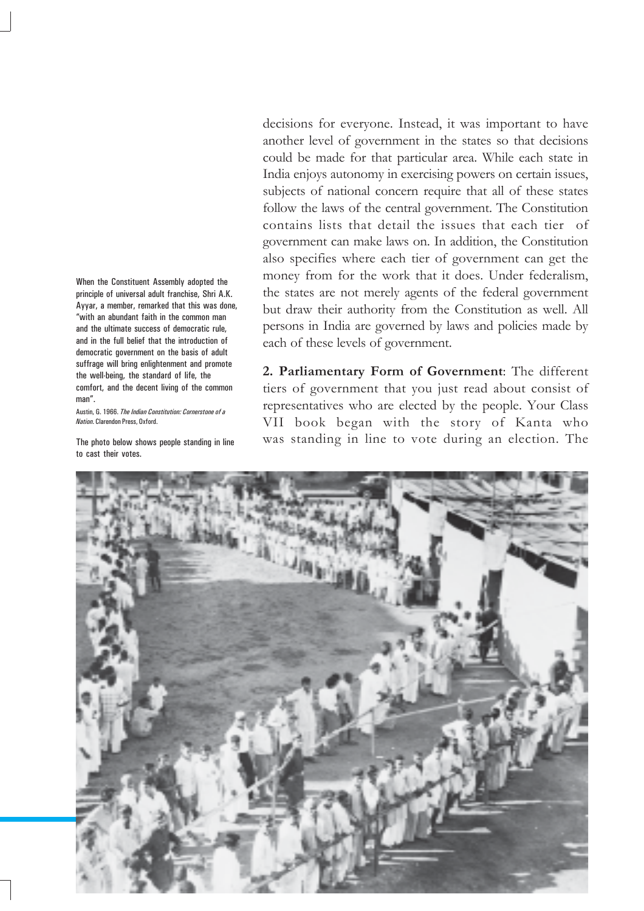decisions for everyone. Instead, it was important to have another level of government in the states so that decisions could be made for that particular area. While each state in India enjoys autonomy in exercising powers on certain issues, subjects of national concern require that all of these states follow the laws of the central government. The Constitution contains lists that detail the issues that each tier of government can make laws on. In addition, the Constitution also specifies where each tier of government can get the money from for the work that it does. Under federalism, the states are not merely agents of the federal government but draw their authority from the Constitution as well. All persons in India are governed by laws and policies made by each of these levels of government.

When the Constituent Assembly adopted the principle of universal adult franchise, Shri A.K. Ayyar, a member, remarked that this was done, "with an abundant faith in the common man and the ultimate success of democratic rule, and in the full belief that the introduction of democratic government on the basis of adult suffrage will bring enlightenment and promote the well-being, the standard of life, the comfort, and the decent living of the common man".

Austin, G. 1966. *The Indian Constitution: Cornerstone of a Nation*. Clarendon Press, Oxford.

The photo below shows people standing in line to cast their votes.

**2. Parliamentary Form of Government**: The different tiers of government that you just read about consist of representatives who are elected by the people. Your Class VII book began with the story of Kanta who was standing in line to vote during an election. The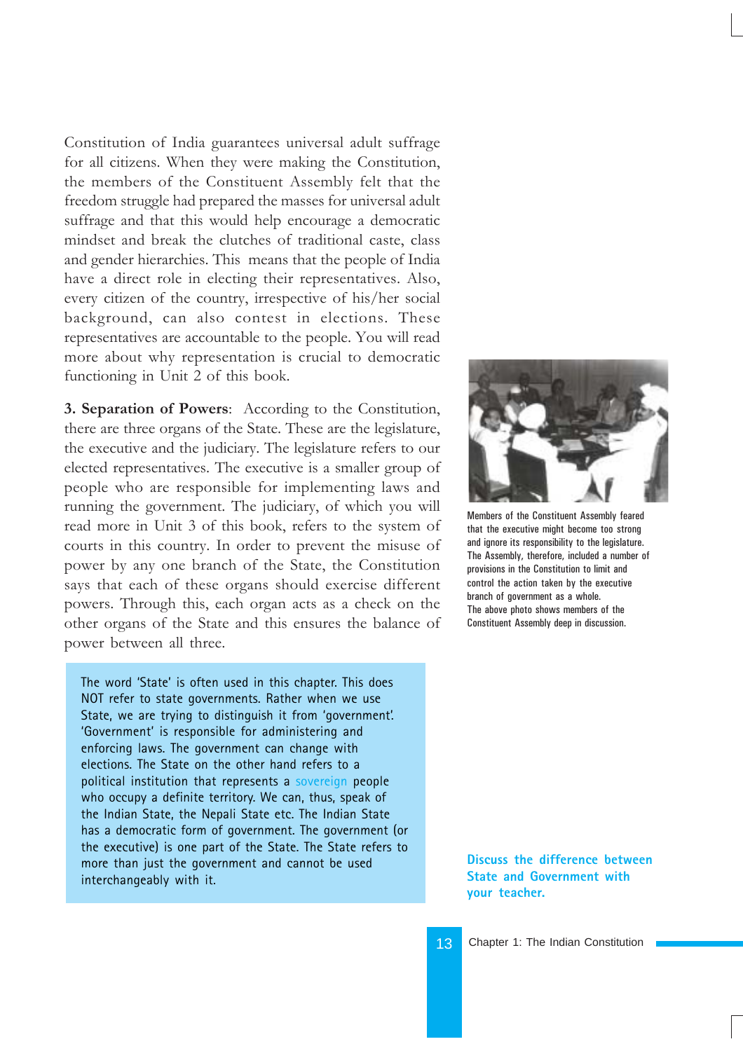Constitution of India guarantees universal adult suffrage for all citizens. When they were making the Constitution, the members of the Constituent Assembly felt that the freedom struggle had prepared the masses for universal adult suffrage and that this would help encourage a democratic mindset and break the clutches of traditional caste, class and gender hierarchies. This means that the people of India have a direct role in electing their representatives. Also, every citizen of the country, irrespective of his/her social background, can also contest in elections. These representatives are accountable to the people. You will read more about why representation is crucial to democratic functioning in Unit 2 of this book.

**3. Separation of Powers**: According to the Constitution, there are three organs of the State. These are the legislature, the executive and the judiciary. The legislature refers to our elected representatives. The executive is a smaller group of people who are responsible for implementing laws and running the government. The judiciary, of which you will read more in Unit 3 of this book, refers to the system of courts in this country. In order to prevent the misuse of power by any one branch of the State, the Constitution says that each of these organs should exercise different powers. Through this, each organ acts as a check on the other organs of the State and this ensures the balance of power between all three.

Members of the Constituent Assembly feared that the executive might become too strong and ignore its responsibility to the legislature. The Assembly, therefore, included a number of provisions in the Constitution to limit and control the action taken by the executive branch of government as a whole.
The above photo shows members of the Constituent Assembly deep in discussion.

> The word 'State' is often used in this chapter. This does NOT refer to state governments. Rather when we use State, we are trying to distinguish it from 'government'. 'Government' is responsible for administering and enforcing laws. The government can change with elections. The State on the other hand refers to a political institution that represents a sovereign people who occupy a definite territory. We can, thus, speak of the Indian State, the Nepali State etc. The Indian State has a democratic form of government. The government (or the executive) is one part of the State. The State refers to more than just the government and cannot be used interchangeably with it.

**Discuss the difference between State and Government with your teacher.**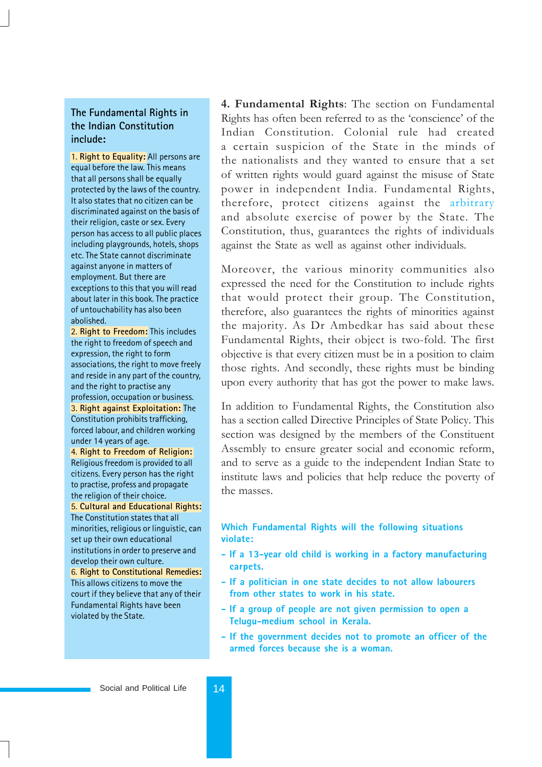### The Fundamental Rights in the Indian Constitution include:

**1. Right to Equality:** All persons are equal before the law. This means that all persons shall be equally protected by the laws of the country. It also states that no citizen can be discriminated against on the basis of their religion, caste or sex. Every person has access to all public places including playgrounds, hotels, shops etc. The State cannot discriminate against anyone in matters of employment. But there are exceptions to this that you will read about later in this book. The practice of untouchability has also been abolished.

**2. Right to Freedom:** This includes the right to freedom of speech and expression, the right to form associations, the right to move freely and reside in any part of the country, and the right to practise any profession, occupation or business.

**3. Right against Exploitation:** The Constitution prohibits trafficking, forced labour, and children working under 14 years of age.

**4. Right to Freedom of Religion:** Religious freedom is provided to all citizens. Every person has the right to practise, profess and propagate the religion of their choice.

**5. Cultural and Educational Rights:** The Constitution states that all minorities, religious or linguistic, can set up their own educational institutions in order to preserve and develop their own culture.

**6. Right to Constitutional Remedies:** This allows citizens to move the court if they believe that any of their Fundamental Rights have been violated by the State.

**4. Fundamental Rights**: The section on Fundamental Rights has often been referred to as the 'conscience' of the Indian Constitution. Colonial rule had created a certain suspicion of the State in the minds of the nationalists and they wanted to ensure that a set of written rights would guard against the misuse of State power in independent India. Fundamental Rights, therefore, protect citizens against the arbitrary and absolute exercise of power by the State. The Constitution, thus, guarantees the rights of individuals against the State as well as against other individuals.

Moreover, the various minority communities also expressed the need for the Constitution to include rights that would protect their group. The Constitution, therefore, also guarantees the rights of minorities against the majority. As Dr Ambedkar has said about these Fundamental Rights, their object is two-fold. The first objective is that every citizen must be in a position to claim those rights. And secondly, these rights must be binding upon every authority that has got the power to make laws.

In addition to Fundamental Rights, the Constitution also has a section called Directive Principles of State Policy. This section was designed by the members of the Constituent Assembly to ensure greater social and economic reform, and to serve as a guide to the independent Indian State to institute laws and policies that help reduce the poverty of the masses.

**Which Fundamental Rights will the following situations violate:**

- If a 13-year old child is working in a factory manufacturing carpets.
- If a politician in one state decides to not allow labourers from other states to work in his state.
- If a group of people are not given permission to open a Telugu-medium school in Kerala.
- If the government decides not to promote an officer of the armed forces because she is a woman.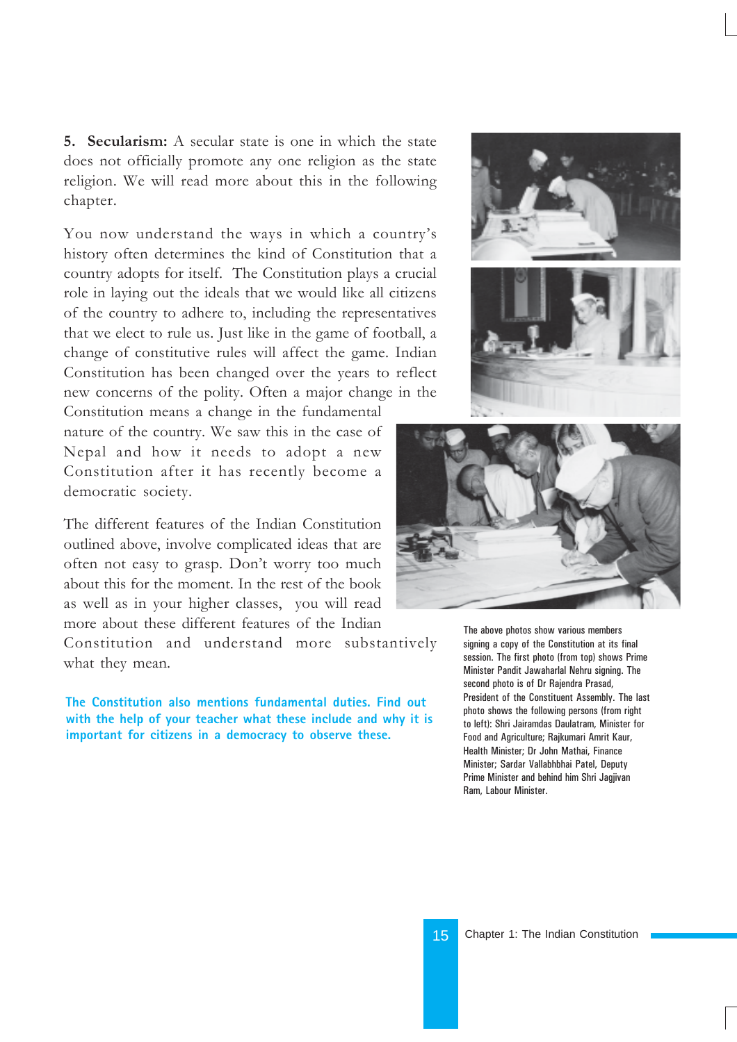**5. Secularism:** A secular state is one in which the state does not officially promote any one religion as the state religion. We will read more about this in the following chapter.

You now understand the ways in which a country's history often determines the kind of Constitution that a country adopts for itself. The Constitution plays a crucial role in laying out the ideals that we would like all citizens of the country to adhere to, including the representatives that we elect to rule us. Just like in the game of football, a change of constitutive rules will affect the game. Indian Constitution has been changed over the years to reflect new concerns of the polity. Often a major change in the Constitution means a change in the fundamental nature of the country. We saw this in the case of Nepal and how it needs to adopt a new Constitution after it has recently become a democratic society.

The different features of the Indian Constitution outlined above, involve complicated ideas that are often not easy to grasp. Don't worry too much about this for the moment. In the rest of the book as well as in your higher classes, you will read more about these different features of the Indian Constitution and understand more substantively what they mean.

**The Constitution also mentions fundamental duties. Find out with the help of your teacher what these include and why it is important for citizens in a democracy to observe these.**

The above photos show various members signing a copy of the Constitution at its final session. The first photo (from top) shows Prime Minister Pandit Jawaharlal Nehru signing. The second photo is of Dr Rajendra Prasad, President of the Constituent Assembly. The last photo shows the following persons (from right to left): Shri Jairamdas Daulatram, Minister for Food and Agriculture; Rajkumari Amrit Kaur, Health Minister; Dr John Mathai, Finance Minister; Sardar Vallabhbhai Patel, Deputy Prime Minister and behind him Shri Jagjivan Ram, Labour Minister.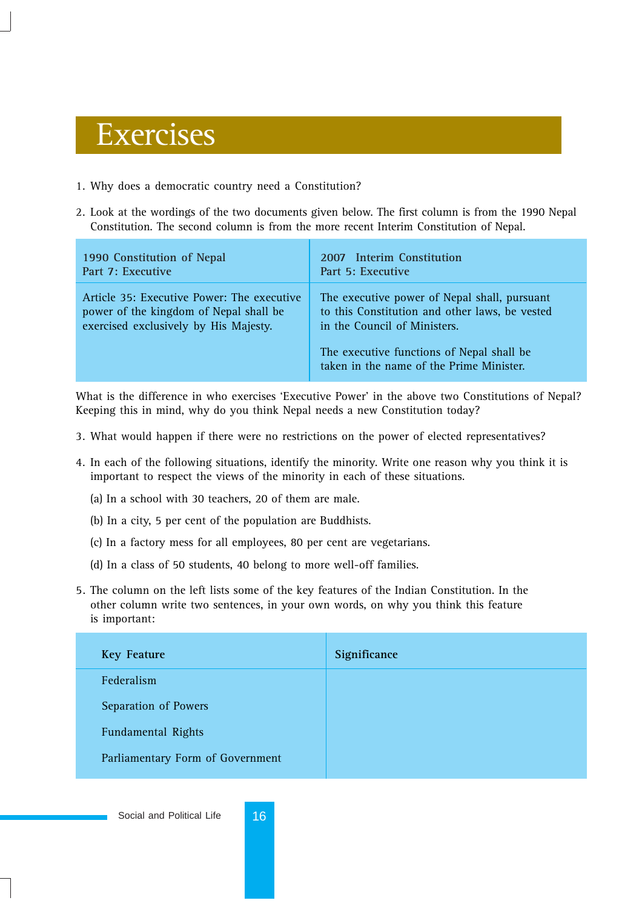# Exercises

1. Why does a democratic country need a Constitution?

2. Look at the wordings of the two documents given below. The first column is from the 1990 Nepal Constitution. The second column is from the more recent Interim Constitution of Nepal.

| 1990 Constitution of Nepal<br>Part 7: Executive | 2007 Interim Constitution<br>Part 5: Executive |
|---|---|
| Article 35: Executive Power: The executive power of the kingdom of Nepal shall be exercised exclusively by His Majesty. | The executive power of Nepal shall, pursuant to this Constitution and other laws, be vested in the Council of Ministers.<br><br>The executive functions of Nepal shall be taken in the name of the Prime Minister. |

What is the difference in who exercises 'Executive Power' in the above two Constitutions of Nepal? Keeping this in mind, why do you think Nepal needs a new Constitution today?

3. What would happen if there were no restrictions on the power of elected representatives?

4. In each of the following situations, identify the minority. Write one reason why you think it is important to respect the views of the minority in each of these situations.

   (a) In a school with 30 teachers, 20 of them are male.

   (b) In a city, 5 per cent of the population are Buddhists.

   (c) In a factory mess for all employees, 80 per cent are vegetarians.

   (d) In a class of 50 students, 40 belong to more well-off families.

5. The column on the left lists some of the key features of the Indian Constitution. In the other column write two sentences, in your own words, on why you think this feature is important:

| Key Feature | Significance |
|---|---|
| Federalism | |
| Separation of Powers | |
| Fundamental Rights | |
| Parliamentary Form of Government | |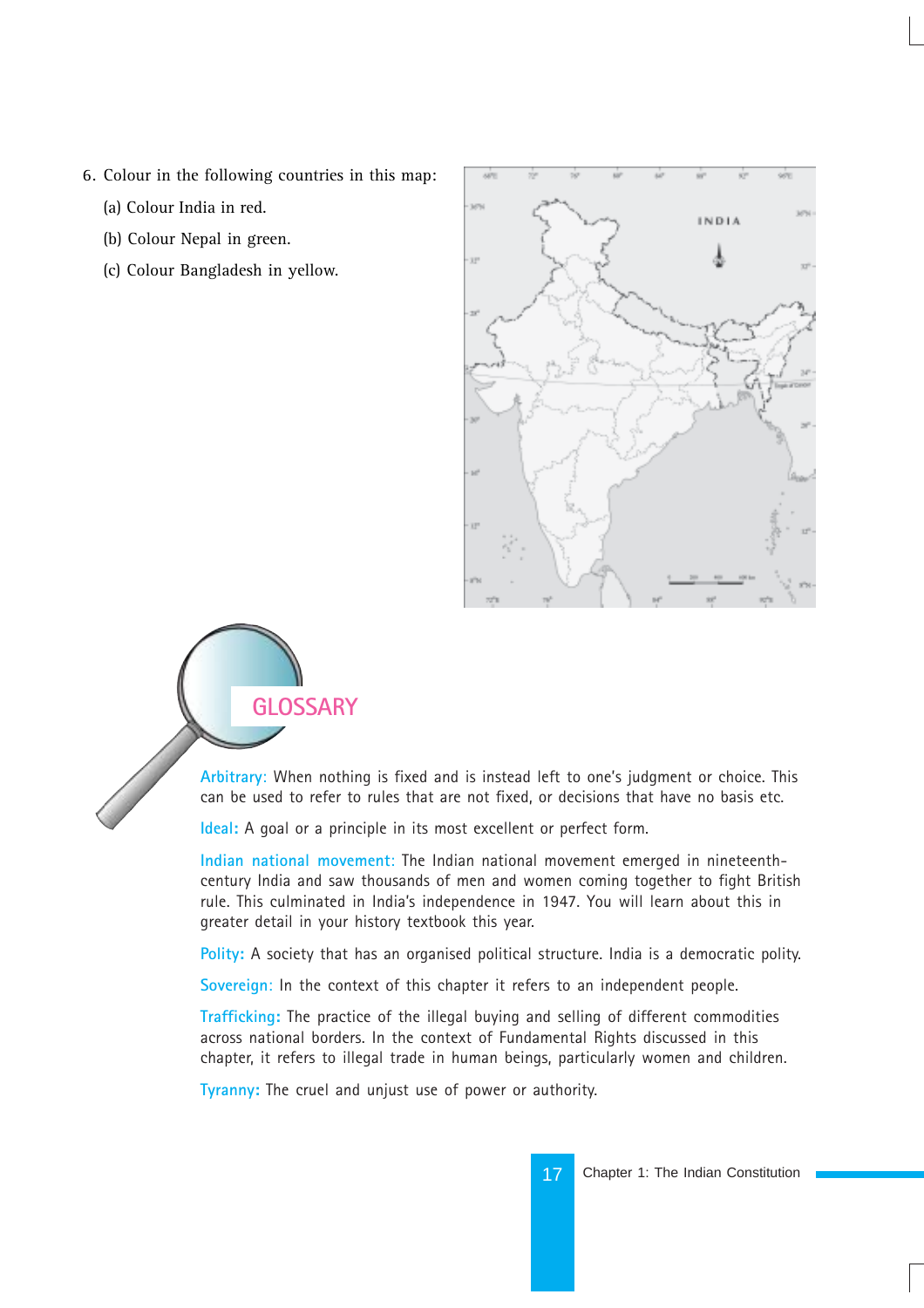6. Colour in the following countries in this map:

   (a) Colour India in red.

   (b) Colour Nepal in green.

   (c) Colour Bangladesh in yellow.

## GLOSSARY

**Arbitrary:** When nothing is fixed and is instead left to one's judgment or choice. This can be used to refer to rules that are not fixed, or decisions that have no basis etc.

**Ideal:** A goal or a principle in its most excellent or perfect form.

**Indian national movement:** The Indian national movement emerged in nineteenth-century India and saw thousands of men and women coming together to fight British rule. This culminated in India's independence in 1947. You will learn about this in greater detail in your history textbook this year.

**Polity:** A society that has an organised political structure. India is a democratic polity.

**Sovereign:** In the context of this chapter it refers to an independent people.

**Trafficking:** The practice of the illegal buying and selling of different commodities across national borders. In the context of Fundamental Rights discussed in this chapter, it refers to illegal trade in human beings, particularly women and children.

**Tyranny:** The cruel and unjust use of power or authority.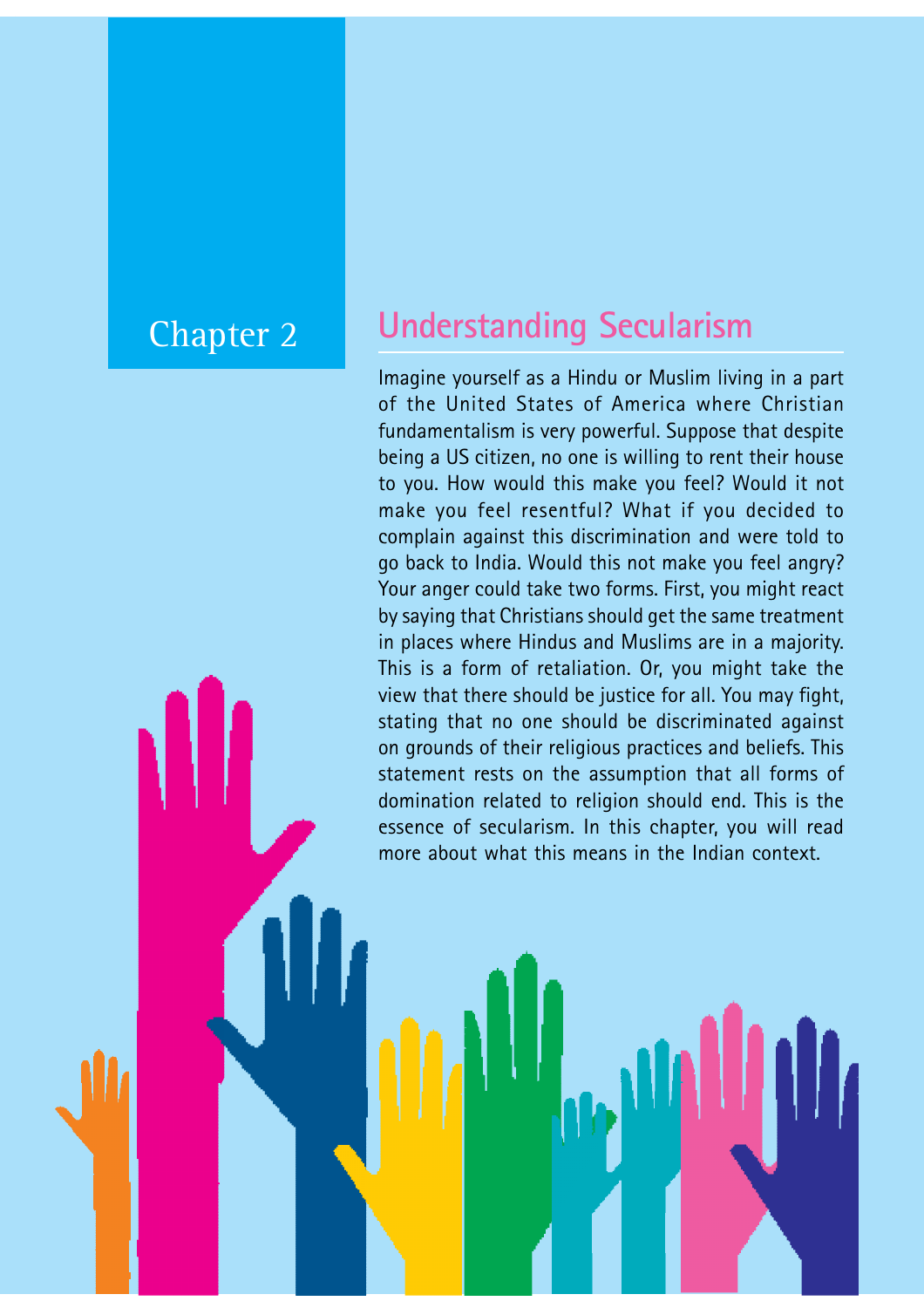Chapter 2

# Understanding Secularism

Imagine yourself as a Hindu or Muslim living in a part of the United States of America where Christian fundamentalism is very powerful. Suppose that despite being a US citizen, no one is willing to rent their house to you. How would this make you feel? Would it not make you feel resentful? What if you decided to complain against this discrimination and were told to go back to India. Would this not make you feel angry? Your anger could take two forms. First, you might react by saying that Christians should get the same treatment in places where Hindus and Muslims are in a majority. This is a form of retaliation. Or, you might take the view that there should be justice for all. You may fight, stating that no one should be discriminated against on grounds of their religious practices and beliefs. This statement rests on the assumption that all forms of domination related to religion should end. This is the essence of secularism. In this chapter, you will read more about what this means in the Indian context.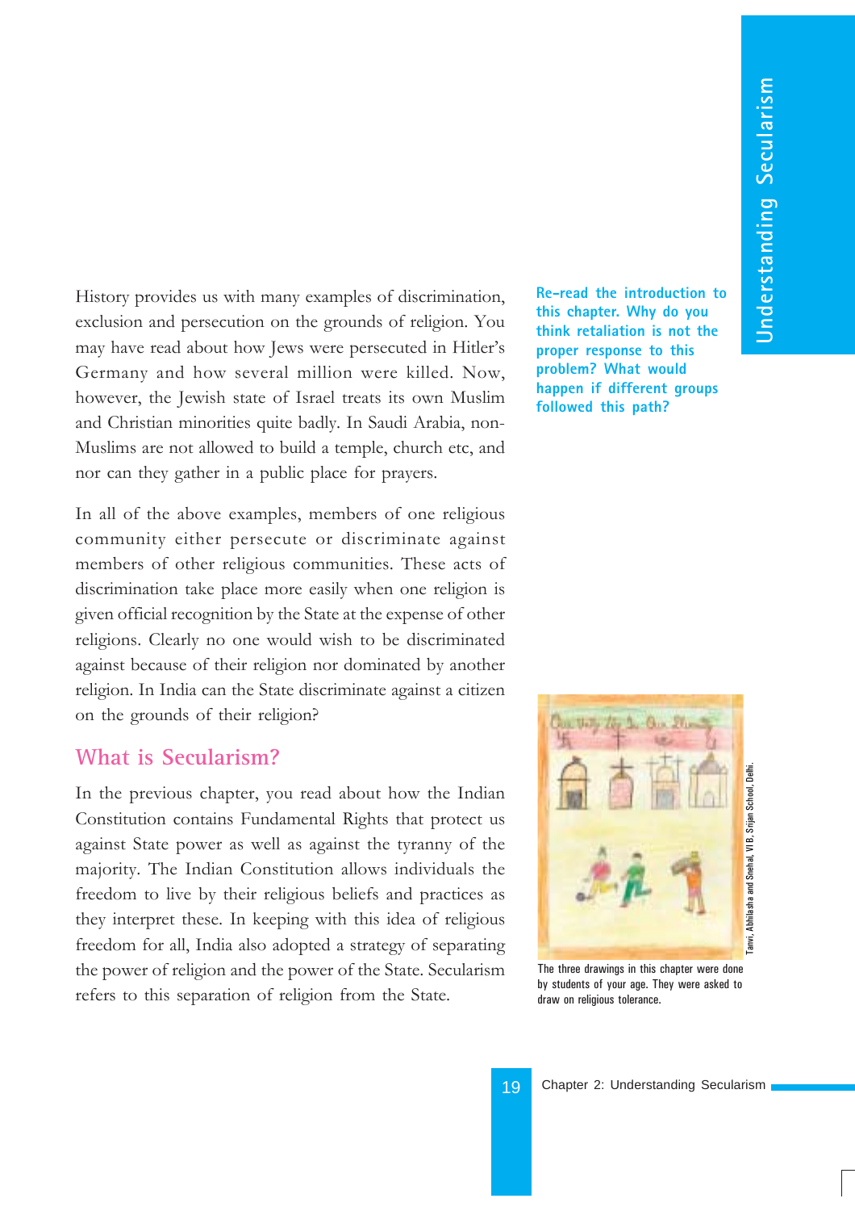History provides us with many examples of discrimination, exclusion and persecution on the grounds of religion. You may have read about how Jews were persecuted in Hitler's Germany and how several million were killed. Now, however, the Jewish state of Israel treats its own Muslim and Christian minorities quite badly. In Saudi Arabia, non-Muslims are not allowed to build a temple, church etc, and nor can they gather in a public place for prayers.

**Re-read the introduction to this chapter. Why do you think retaliation is not the proper response to this problem? What would happen if different groups followed this path?**

In all of the above examples, members of one religious community either persecute or discriminate against members of other religious communities. These acts of discrimination take place more easily when one religion is given official recognition by the State at the expense of other religions. Clearly no one would wish to be discriminated against because of their religion nor dominated by another religion. In India can the State discriminate against a citizen on the grounds of their religion?

## What is Secularism?

In the previous chapter, you read about how the Indian Constitution contains Fundamental Rights that protect us against State power as well as against the tyranny of the majority. The Indian Constitution allows individuals the freedom to live by their religious beliefs and practices as they interpret these. In keeping with this idea of religious freedom for all, India also adopted a strategy of separating the power of religion and the power of the State. Secularism refers to this separation of religion from the State.

Tanvi, Abhilasha and Snehal, VI B, Srijan School, Delhi.

The three drawings in this chapter were done by students of your age. They were asked to draw on religious tolerance.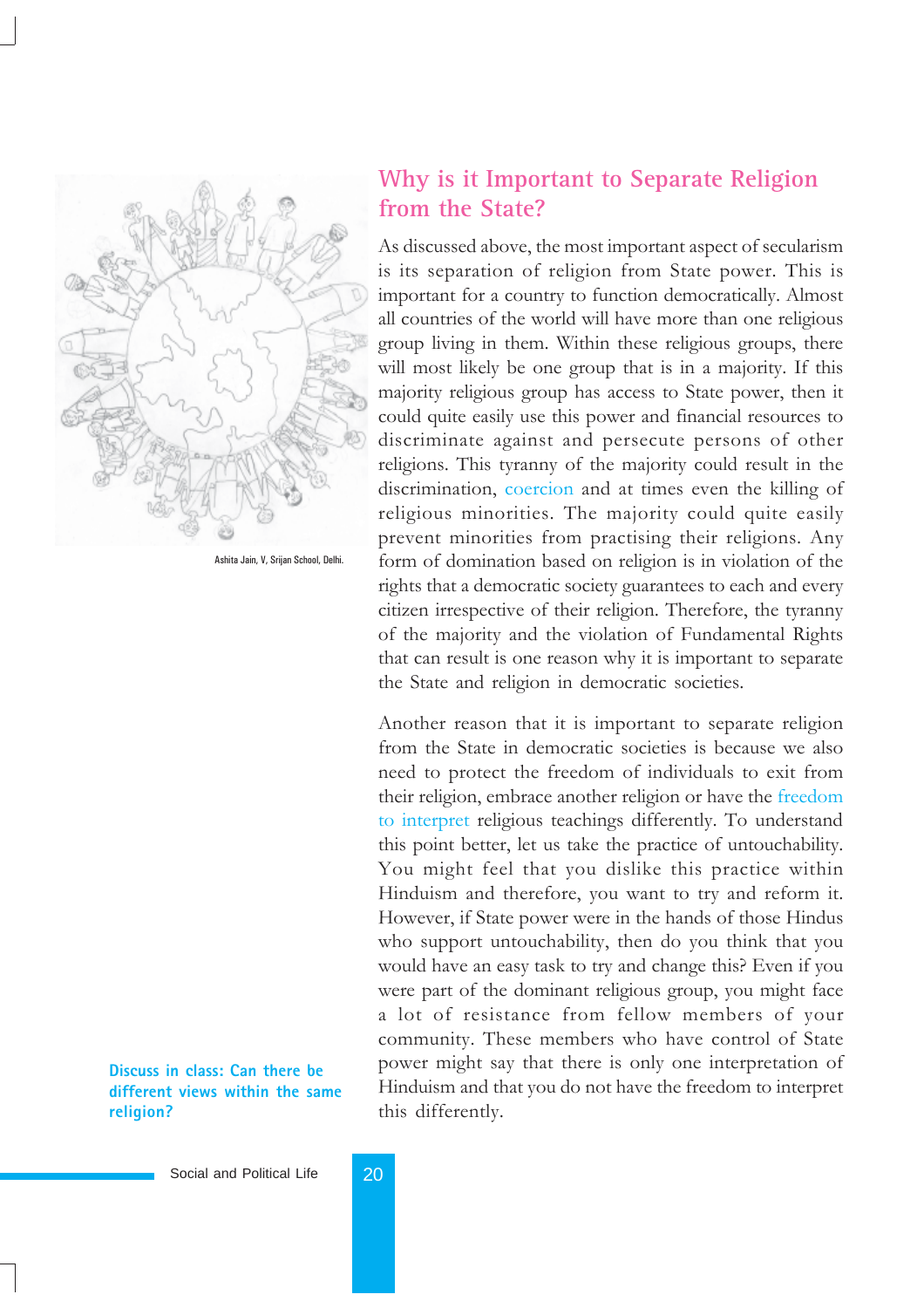Ashita Jain, V, Srijan School, Delhi.

## Why is it Important to Separate Religion from the State?

As discussed above, the most important aspect of secularism is its separation of religion from State power. This is important for a country to function democratically. Almost all countries of the world will have more than one religious group living in them. Within these religious groups, there will most likely be one group that is in a majority. If this majority religious group has access to State power, then it could quite easily use this power and financial resources to discriminate against and persecute persons of other religions. This tyranny of the majority could result in the discrimination, coercion and at times even the killing of religious minorities. The majority could quite easily prevent minorities from practising their religions. Any form of domination based on religion is in violation of the rights that a democratic society guarantees to each and every citizen irrespective of their religion. Therefore, the tyranny of the majority and the violation of Fundamental Rights that can result is one reason why it is important to separate the State and religion in democratic societies.

Another reason that it is important to separate religion from the State in democratic societies is because we also need to protect the freedom of individuals to exit from their religion, embrace another religion or have the freedom to interpret religious teachings differently. To understand this point better, let us take the practice of untouchability. You might feel that you dislike this practice within Hinduism and therefore, you want to try and reform it. However, if State power were in the hands of those Hindus who support untouchability, then do you think that you would have an easy task to try and change this? Even if you were part of the dominant religious group, you might face a lot of resistance from fellow members of your community. These members who have control of State power might say that there is only one interpretation of Hinduism and that you do not have the freedom to interpret this differently.

**Discuss in class: Can there be different views within the same religion?**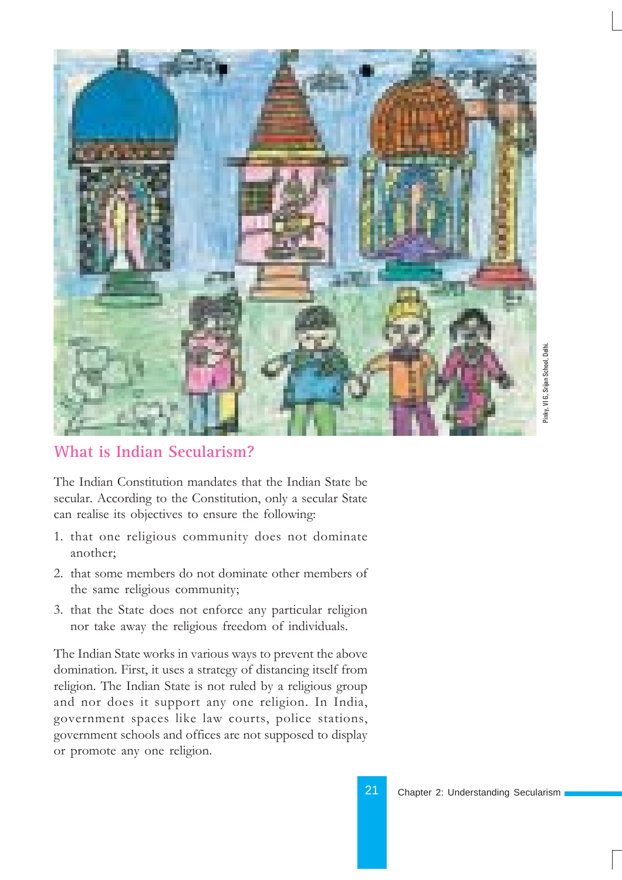Pinky, VI G, Srijan School, Delhi.

## What is Indian Secularism?

The Indian Constitution mandates that the Indian State be secular. According to the Constitution, only a secular State can realise its objectives to ensure the following:

1. that one religious community does not dominate another;
2. that some members do not dominate other members of the same religious community;
3. that the State does not enforce any particular religion nor take away the religious freedom of individuals.

The Indian State works in various ways to prevent the above domination. First, it uses a strategy of distancing itself from religion. The Indian State is not ruled by a religious group and nor does it support any one religion. In India, government spaces like law courts, police stations, government schools and offices are not supposed to display or promote any one religion.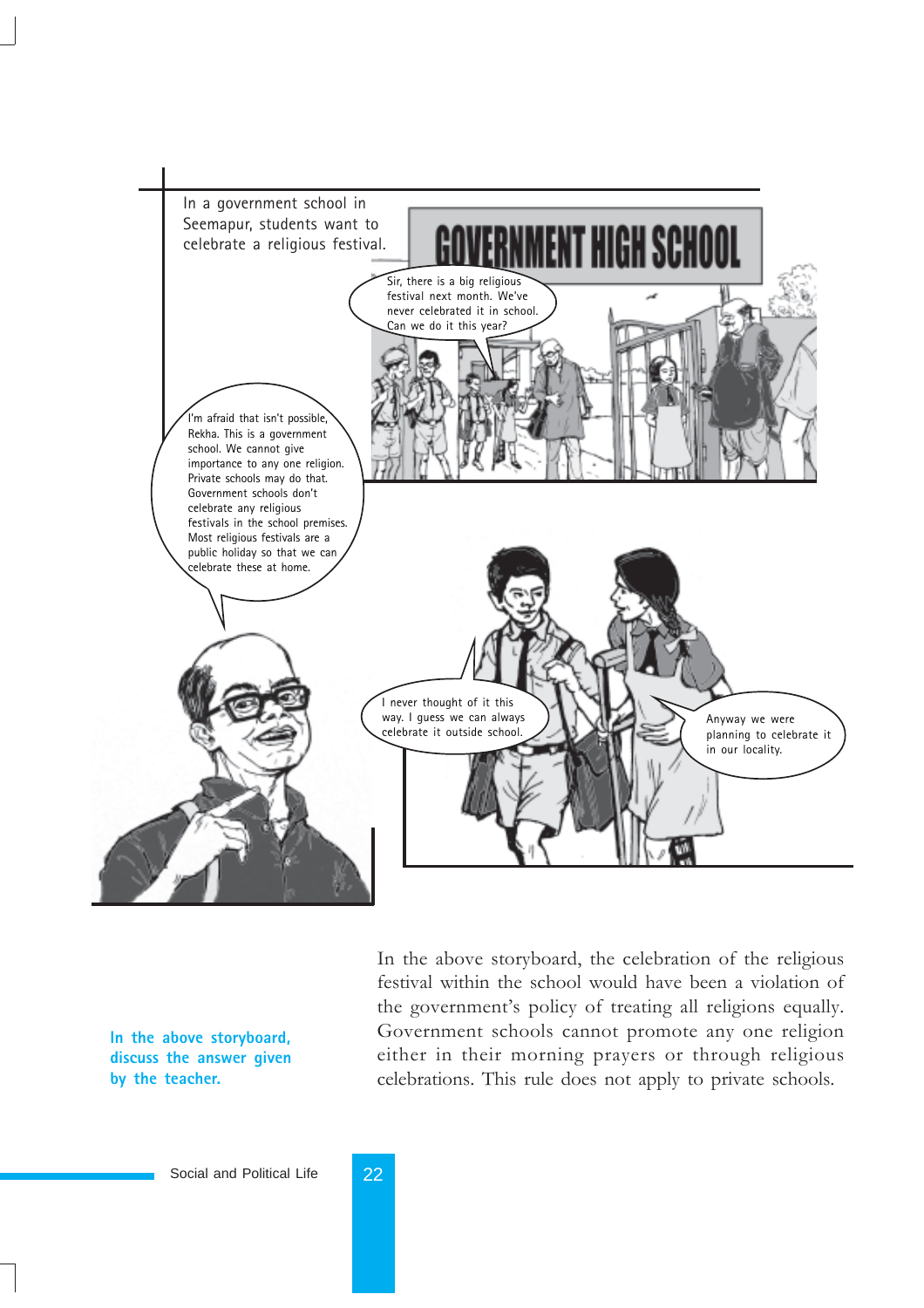In a government school in Seemapur, students want to celebrate a religious festival.

GOVERNMENT HIGH SCHOOL

Sir, there is a big religious festival next month. We've never celebrated it in school. Can we do it this year?

I'm afraid that isn't possible, Rekha. This is a government school. We cannot give importance to any one religion. Private schools may do that. Government schools don't celebrate any religious festivals in the school premises. Most religious festivals are a public holiday so that we can celebrate these at home.

I never thought of it this way. I guess we can always celebrate it outside school.

Anyway we were planning to celebrate it in our locality.

In the above storyboard, the celebration of the religious festival within the school would have been a violation of the government's policy of treating all religions equally. Government schools cannot promote any one religion either in their morning prayers or through religious celebrations. This rule does not apply to private schools.

**In the above storyboard, discuss the answer given by the teacher.**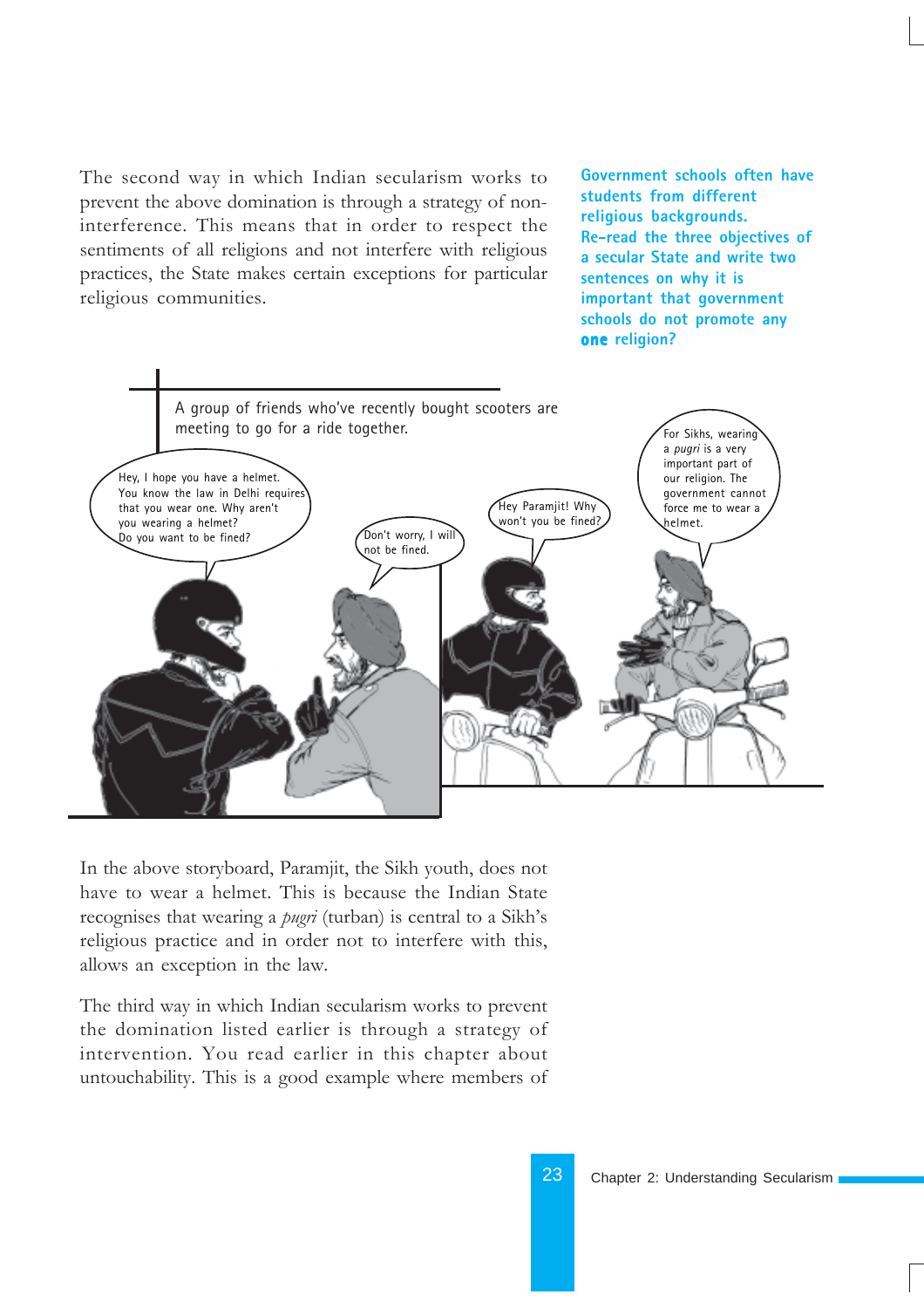The second way in which Indian secularism works to prevent the above domination is through a strategy of non-interference. This means that in order to respect the sentiments of all religions and not interfere with religious practices, the State makes certain exceptions for particular religious communities.

**Government schools often have students from different religious backgrounds. Re-read the three objectives of a secular State and write two sentences on why it is important that government schools do not promote any one religion?**

A group of friends who've recently bought scooters are meeting to go for a ride together.

Hey, I hope you have a helmet. You know the law in Delhi requires that you wear one. Why aren't you wearing a helmet? Do you want to be fined?

Don't worry, I will not be fined.

Hey Paramjit! Why won't you be fined?

For Sikhs, wearing a *pugri* is a very important part of our religion. The government cannot force me to wear a helmet.

In the above storyboard, Paramjit, the Sikh youth, does not have to wear a helmet. This is because the Indian State recognises that wearing a *pugri* (turban) is central to a Sikh's religious practice and in order not to interfere with this, allows an exception in the law.

The third way in which Indian secularism works to prevent the domination listed earlier is through a strategy of intervention. You read earlier in this chapter about untouchability. This is a good example where members of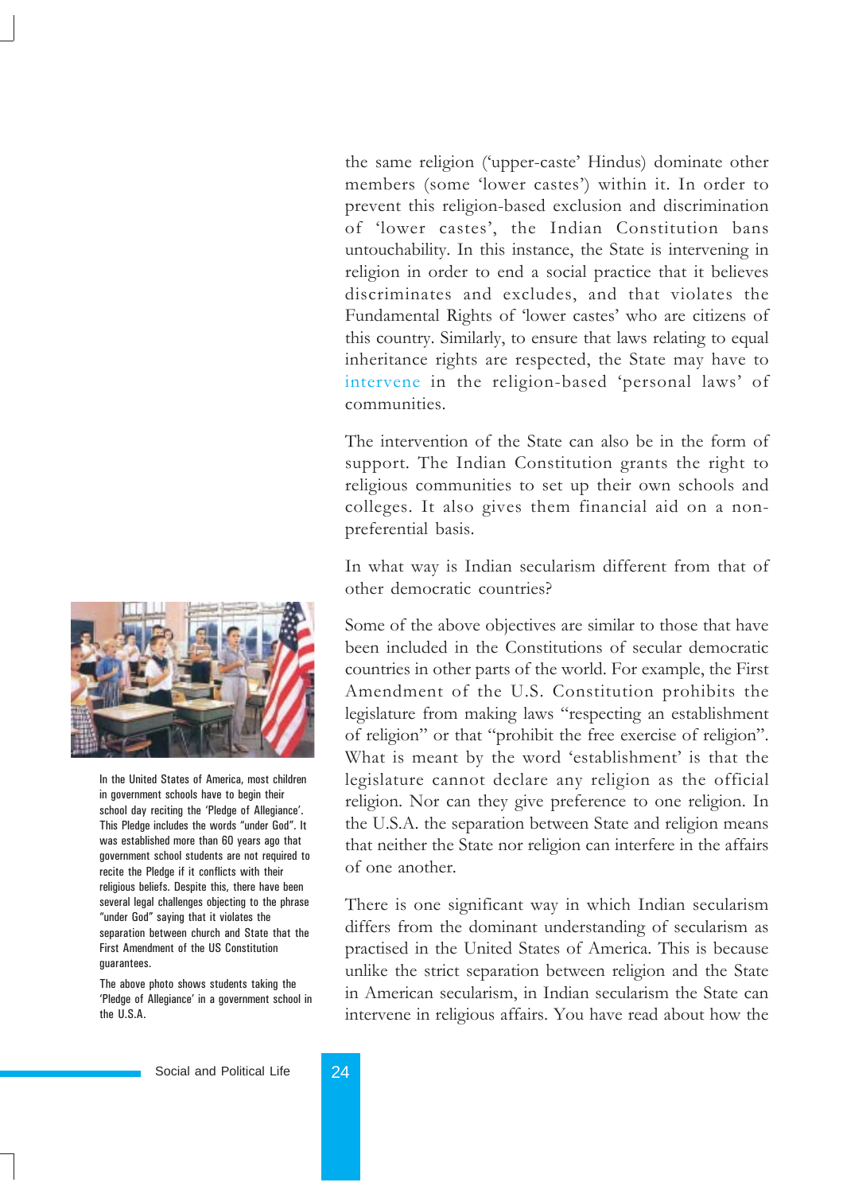the same religion ('upper-caste' Hindus) dominate other members (some 'lower castes') within it. In order to prevent this religion-based exclusion and discrimination of 'lower castes', the Indian Constitution bans untouchability. In this instance, the State is intervening in religion in order to end a social practice that it believes discriminates and excludes, and that violates the Fundamental Rights of 'lower castes' who are citizens of this country. Similarly, to ensure that laws relating to equal inheritance rights are respected, the State may have to intervene in the religion-based 'personal laws' of communities.

The intervention of the State can also be in the form of support. The Indian Constitution grants the right to religious communities to set up their own schools and colleges. It also gives them financial aid on a non-preferential basis.

In what way is Indian secularism different from that of other democratic countries?

Some of the above objectives are similar to those that have been included in the Constitutions of secular democratic countries in other parts of the world. For example, the First Amendment of the U.S. Constitution prohibits the legislature from making laws "respecting an establishment of religion" or that "prohibit the free exercise of religion". What is meant by the word 'establishment' is that the legislature cannot declare any religion as the official religion. Nor can they give preference to one religion. In the U.S.A. the separation between State and religion means that neither the State nor religion can interfere in the affairs of one another.

There is one significant way in which Indian secularism differs from the dominant understanding of secularism as practised in the United States of America. This is because unlike the strict separation between religion and the State in American secularism, in Indian secularism the State can intervene in religious affairs. You have read about how the

In the United States of America, most children in government schools have to begin their school day reciting the 'Pledge of Allegiance'. This Pledge includes the words "under God". It was established more than 60 years ago that government school students are not required to recite the Pledge if it conflicts with their religious beliefs. Despite this, there have been several legal challenges objecting to the phrase "under God" saying that it violates the separation between church and State that the First Amendment of the US Constitution guarantees.

The above photo shows students taking the 'Pledge of Allegiance' in a government school in the U.S.A.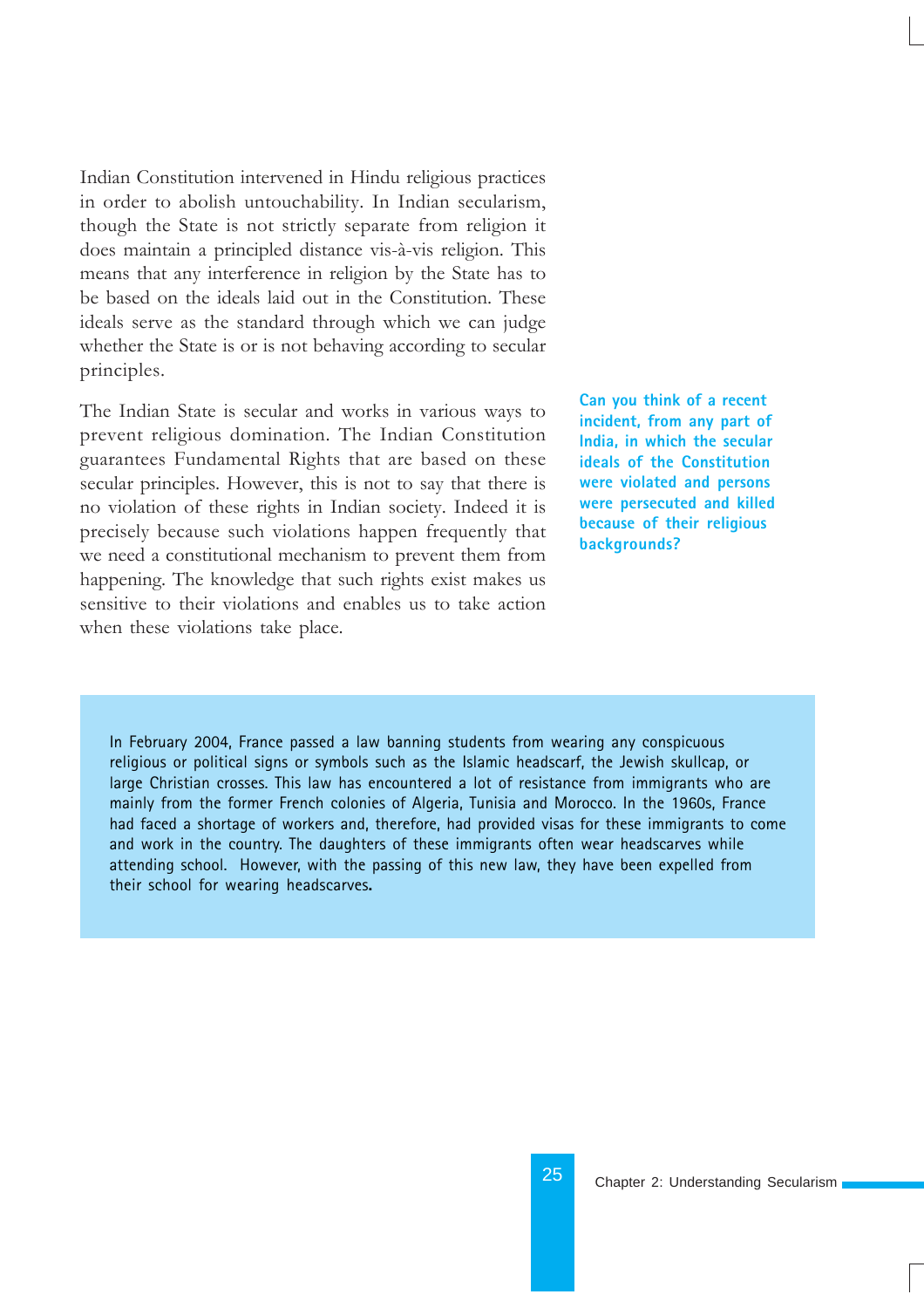Indian Constitution intervened in Hindu religious practices in order to abolish untouchability. In Indian secularism, though the State is not strictly separate from religion it does maintain a principled distance vis-à-vis religion. This means that any interference in religion by the State has to be based on the ideals laid out in the Constitution. These ideals serve as the standard through which we can judge whether the State is or is not behaving according to secular principles.

The Indian State is secular and works in various ways to prevent religious domination. The Indian Constitution guarantees Fundamental Rights that are based on these secular principles. However, this is not to say that there is no violation of these rights in Indian society. Indeed it is precisely because such violations happen frequently that we need a constitutional mechanism to prevent them from happening. The knowledge that such rights exist makes us sensitive to their violations and enables us to take action when these violations take place.

**Can you think of a recent incident, from any part of India, in which the secular ideals of the Constitution were violated and persons were persecuted and killed because of their religious backgrounds?**

In February 2004, France passed a law banning students from wearing any conspicuous religious or political signs or symbols such as the Islamic headscarf, the Jewish skullcap, or large Christian crosses. This law has encountered a lot of resistance from immigrants who are mainly from the former French colonies of Algeria, Tunisia and Morocco. In the 1960s, France had faced a shortage of workers and, therefore, had provided visas for these immigrants to come and work in the country. The daughters of these immigrants often wear headscarves while attending school. However, with the passing of this new law, they have been expelled from their school for wearing headscarves.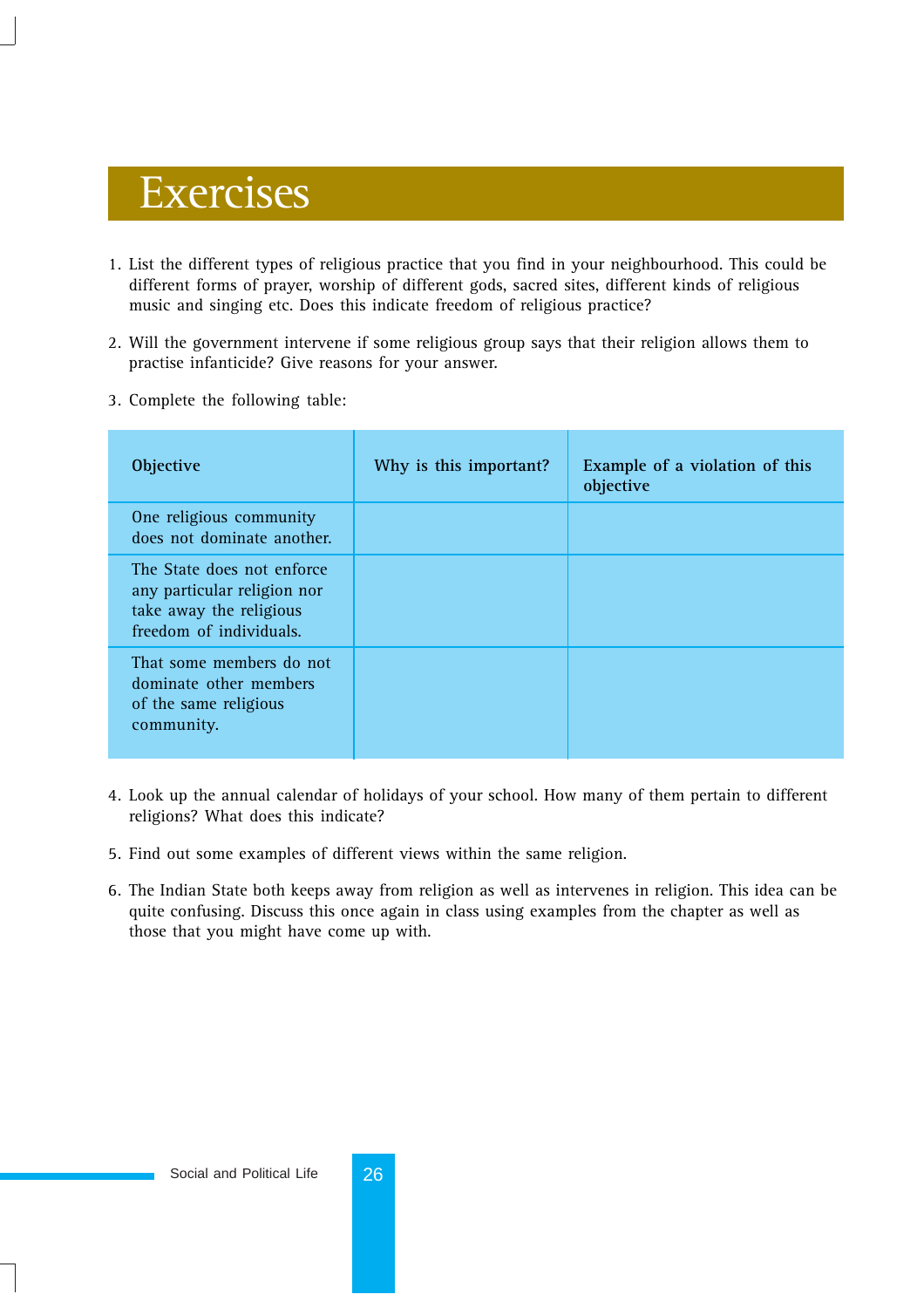# Exercises

1. List the different types of religious practice that you find in your neighbourhood. This could be different forms of prayer, worship of different gods, sacred sites, different kinds of religious music and singing etc. Does this indicate freedom of religious practice?

2. Will the government intervene if some religious group says that their religion allows them to practise infanticide? Give reasons for your answer.

3. Complete the following table:

| Objective | Why is this important? | Example of a violation of this objective |
|---|---|---|
| One religious community does not dominate another. | | |
| The State does not enforce any particular religion nor take away the religious freedom of individuals. | | |
| That some members do not dominate other members of the same religious community. | | |

4. Look up the annual calendar of holidays of your school. How many of them pertain to different religions? What does this indicate?

5. Find out some examples of different views within the same religion.

6. The Indian State both keeps away from religion as well as intervenes in religion. This idea can be quite confusing. Discuss this once again in class using examples from the chapter as well as those that you might have come up with.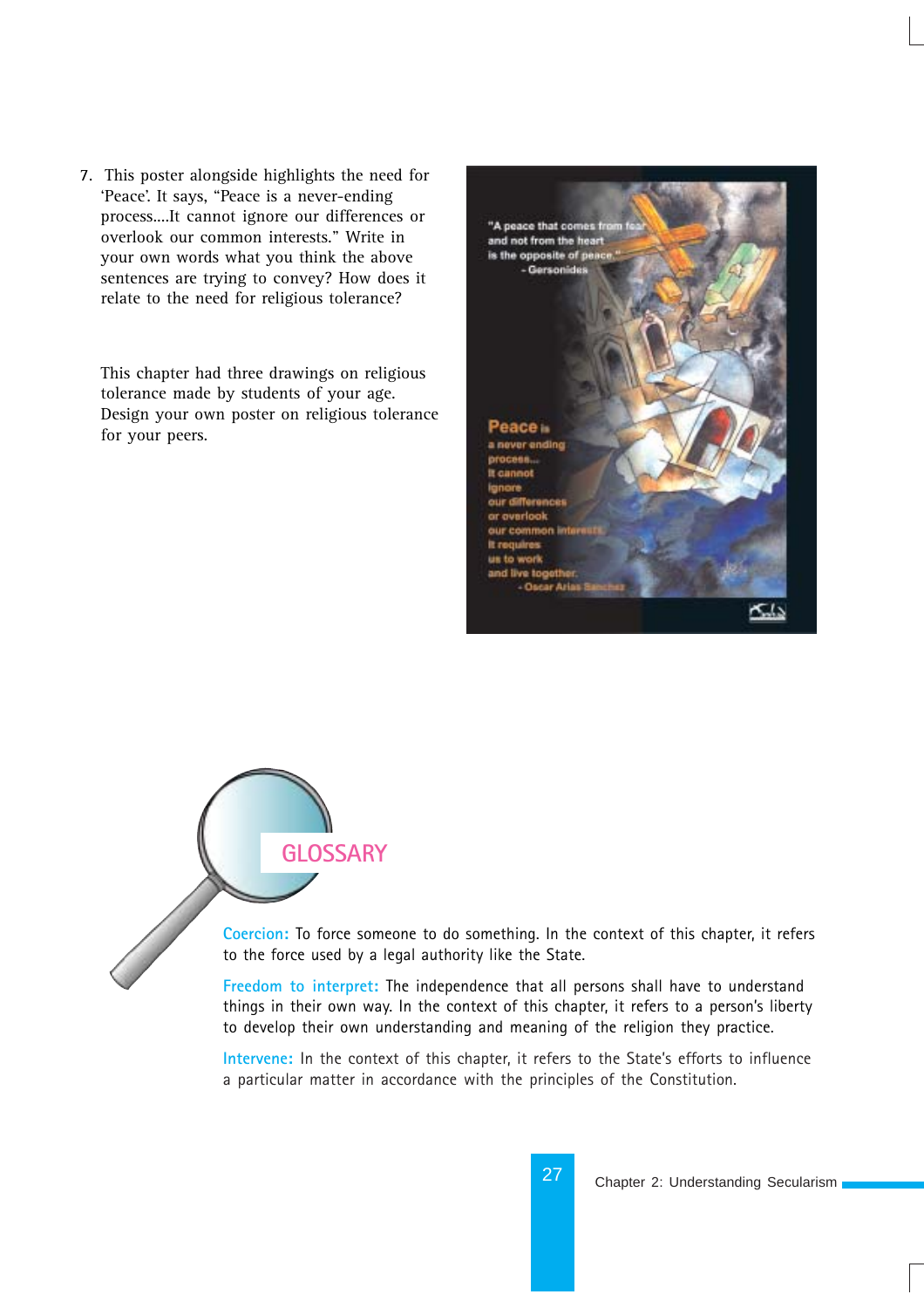7. This poster alongside highlights the need for 'Peace'. It says, "Peace is a never-ending process....It cannot ignore our differences or overlook our common interests." Write in your own words what you think the above sentences are trying to convey? How does it relate to the need for religious tolerance?

This chapter had three drawings on religious tolerance made by students of your age. Design your own poster on religious tolerance for your peers.

"A peace that comes from fear and not from the heart is the opposite of peace."
- Gersonides

Peace is a never ending process... It cannot ignore our differences or overlook our common interests. It requires us to work and live together.
- Oscar Arias Sanchez

## GLOSSARY

**Coercion:** To force someone to do something. In the context of this chapter, it refers to the force used by a legal authority like the State.

**Freedom to interpret:** The independence that all persons shall have to understand things in their own way. In the context of this chapter, it refers to a person's liberty to develop their own understanding and meaning of the religion they practice.

**Intervene:** In the context of this chapter, it refers to the State's efforts to influence a particular matter in accordance with the principles of the Constitution.